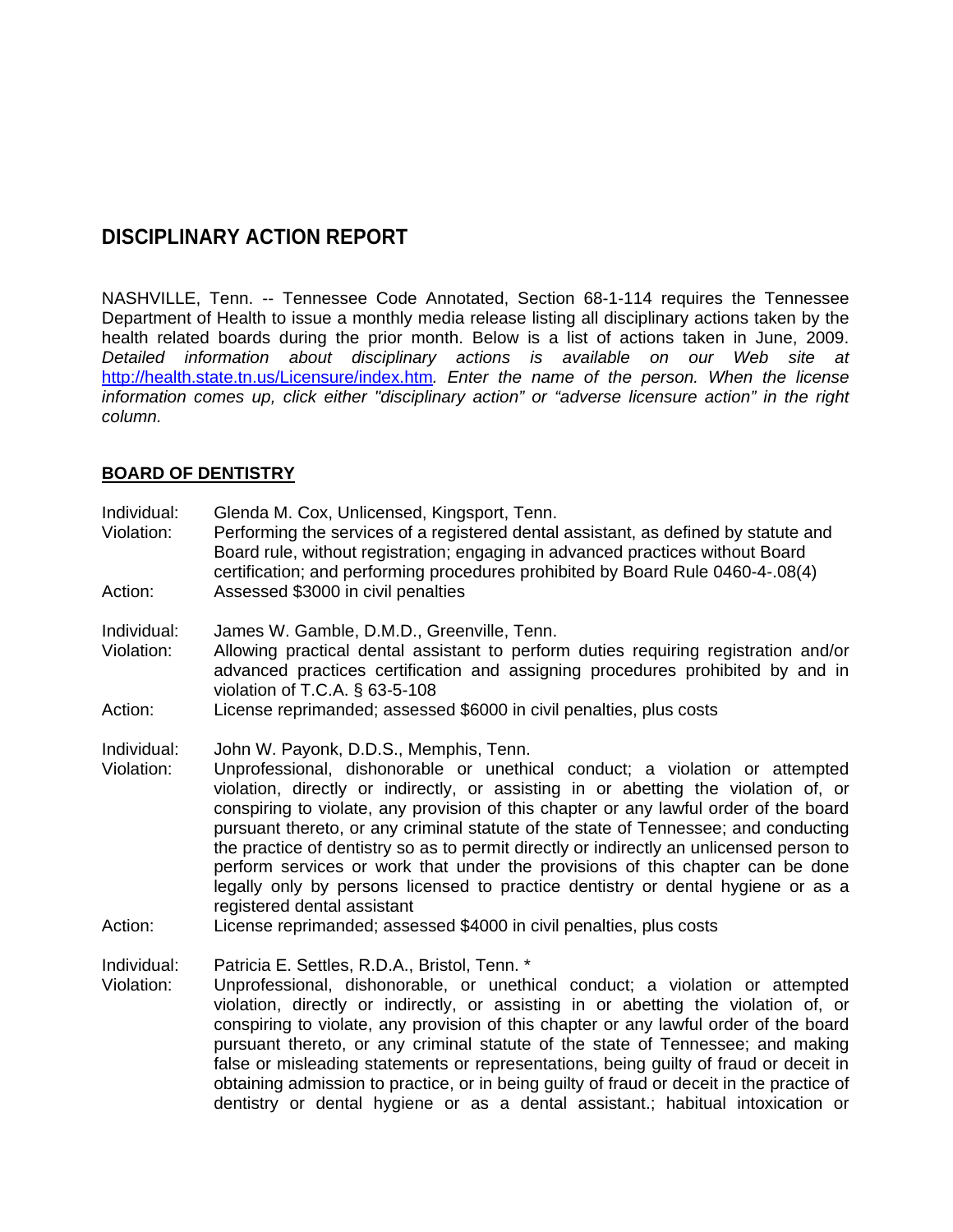# DISCIPLINARY ACTION REPORT

NASHVILLE, Tenn. -- Tennessee Code Annotated, Section 68-1-114 requires the Tennessee Department of Health to issue a monthly media release listing all disciplinary actions taken by the health related boards during the prior month. Below is a list of actions taken in June, 2009. *Detailed information about disciplinary actions is available on our Web site at* http://health.state.tn.us/Licensure/index.htm*. Enter the name of the person. When the license information comes up, click either "disciplinary action" or "adverse licensure action" in the right column.*

## BOARD OF DENTISTRY

Individual: Glenda M. Cox, Unlicensed, Kingsport, Tenn.
Violation: Performing the services of a registered dental assistant, as defined by statute and Board rule, without registration; engaging in advanced practices without Board certification; and performing procedures prohibited by Board Rule 0460-4-.08(4)
Action: Assessed $3000 in civil penalties

Individual: James W. Gamble, D.M.D., Greenville, Tenn.
Violation: Allowing practical dental assistant to perform duties requiring registration and/or advanced practices certification and assigning procedures prohibited by and in violation of T.C.A. § 63-5-108
Action: License reprimanded; assessed $6000 in civil penalties, plus costs

Individual: John W. Payonk, D.D.S., Memphis, Tenn.
Violation: Unprofessional, dishonorable or unethical conduct; a violation or attempted violation, directly or indirectly, or assisting in or abetting the violation of, or conspiring to violate, any provision of this chapter or any lawful order of the board pursuant thereto, or any criminal statute of the state of Tennessee; and conducting the practice of dentistry so as to permit directly or indirectly an unlicensed person to perform services or work that under the provisions of this chapter can be done legally only by persons licensed to practice dentistry or dental hygiene or as a registered dental assistant
Action: License reprimanded; assessed $4000 in civil penalties, plus costs

Individual: Patricia E. Settles, R.D.A., Bristol, Tenn. *
Violation: Unprofessional, dishonorable, or unethical conduct; a violation or attempted violation, directly or indirectly, or assisting in or abetting the violation of, or conspiring to violate, any provision of this chapter or any lawful order of the board pursuant thereto, or any criminal statute of the state of Tennessee; and making false or misleading statements or representations, being guilty of fraud or deceit in obtaining admission to practice, or in being guilty of fraud or deceit in the practice of dentistry or dental hygiene or as a dental assistant.; habitual intoxication or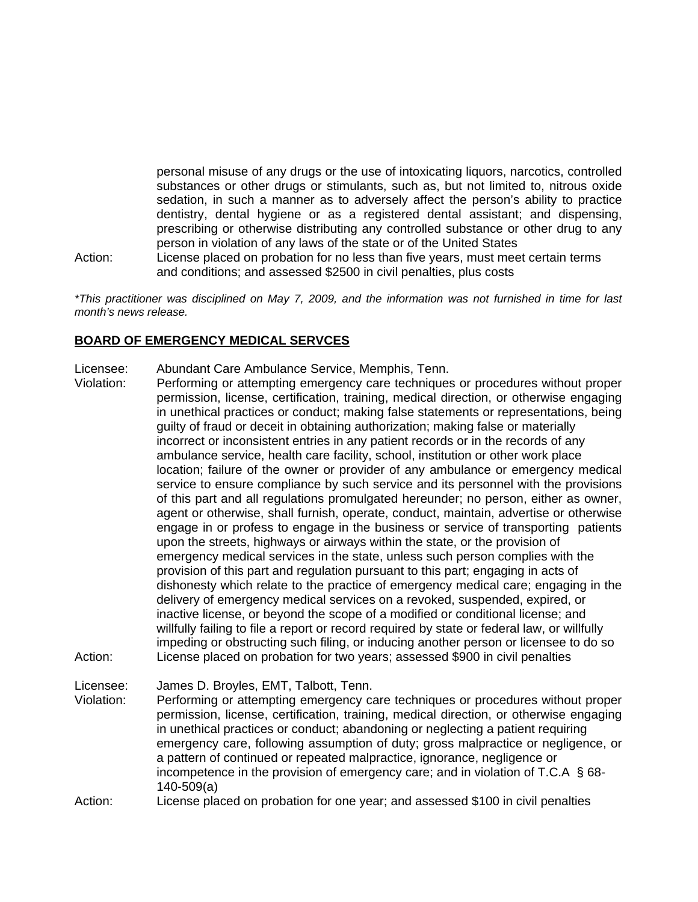personal misuse of any drugs or the use of intoxicating liquors, narcotics, controlled substances or other drugs or stimulants, such as, but not limited to, nitrous oxide sedation, in such a manner as to adversely affect the person's ability to practice dentistry, dental hygiene or as a registered dental assistant; and dispensing, prescribing or otherwise distributing any controlled substance or other drug to any person in violation of any laws of the state or of the United States

Action: License placed on probation for no less than five years, must meet certain terms and conditions; and assessed $2500 in civil penalties, plus costs

*This practitioner was disciplined on May 7, 2009, and the information was not furnished in time for last month's news release.*

**BOARD OF EMERGENCY MEDICAL SERVCES**

Licensee: Abundant Care Ambulance Service, Memphis, Tenn.

Violation: Performing or attempting emergency care techniques or procedures without proper permission, license, certification, training, medical direction, or otherwise engaging in unethical practices or conduct; making false statements or representations, being guilty of fraud or deceit in obtaining authorization; making false or materially incorrect or inconsistent entries in any patient records or in the records of any ambulance service, health care facility, school, institution or other work place location; failure of the owner or provider of any ambulance or emergency medical service to ensure compliance by such service and its personnel with the provisions of this part and all regulations promulgated hereunder; no person, either as owner, agent or otherwise, shall furnish, operate, conduct, maintain, advertise or otherwise engage in or profess to engage in the business or service of transporting patients upon the streets, highways or airways within the state, or the provision of emergency medical services in the state, unless such person complies with the provision of this part and regulation pursuant to this part; engaging in acts of dishonesty which relate to the practice of emergency medical care; engaging in the delivery of emergency medical services on a revoked, suspended, expired, or inactive license, or beyond the scope of a modified or conditional license; and willfully failing to file a report or record required by state or federal law, or willfully impeding or obstructing such filing, or inducing another person or licensee to do so

Action: License placed on probation for two years; assessed $900 in civil penalties

Licensee: James D. Broyles, EMT, Talbott, Tenn.

Violation: Performing or attempting emergency care techniques or procedures without proper permission, license, certification, training, medical direction, or otherwise engaging in unethical practices or conduct; abandoning or neglecting a patient requiring emergency care, following assumption of duty; gross malpractice or negligence, or a pattern of continued or repeated malpractice, ignorance, negligence or incompetence in the provision of emergency care; and in violation of T.C.A § 68-140-509(a)

Action: License placed on probation for one year; and assessed $100 in civil penalties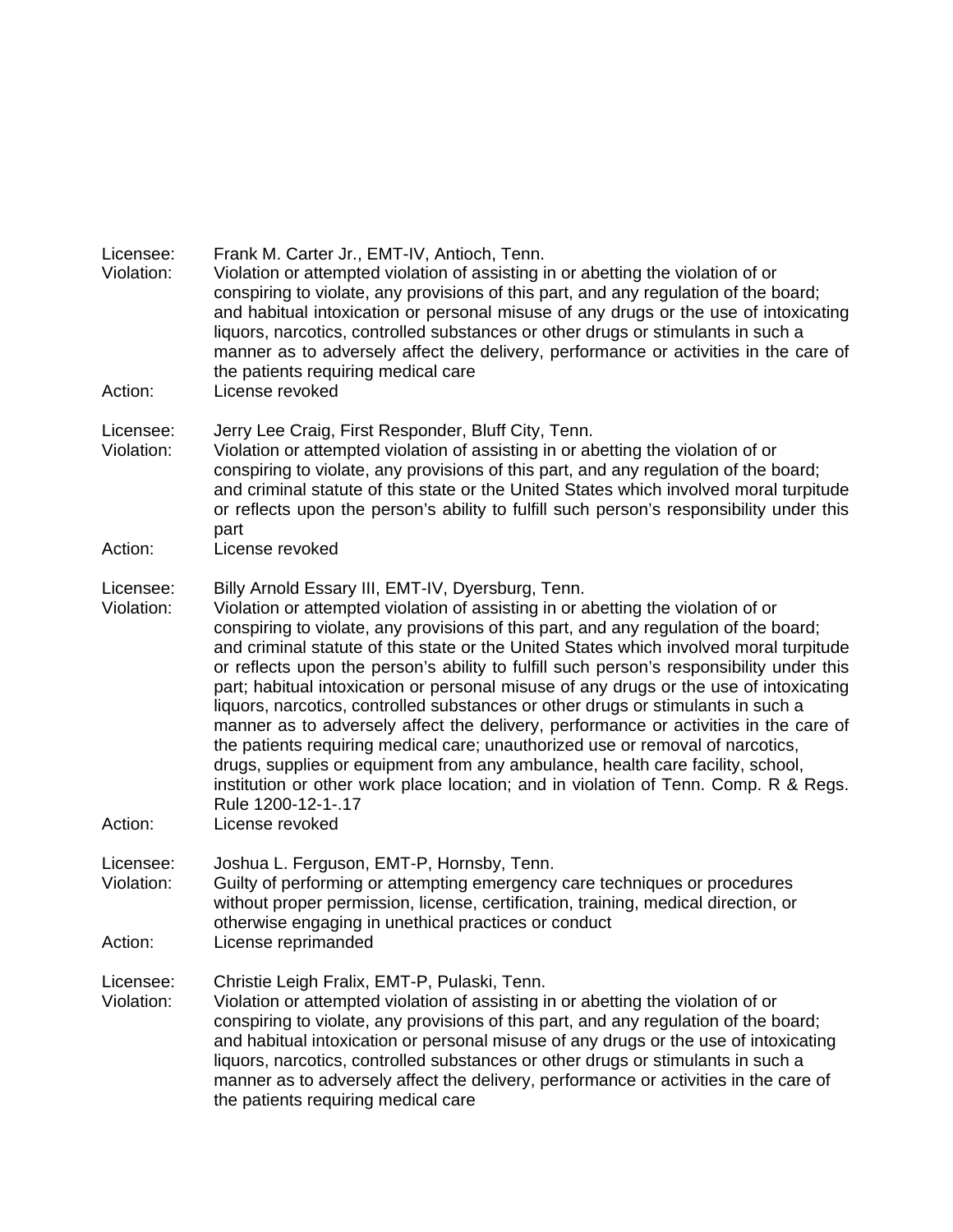Licensee: Frank M. Carter Jr., EMT-IV, Antioch, Tenn.
Violation: Violation or attempted violation of assisting in or abetting the violation of or conspiring to violate, any provisions of this part, and any regulation of the board; and habitual intoxication or personal misuse of any drugs or the use of intoxicating liquors, narcotics, controlled substances or other drugs or stimulants in such a manner as to adversely affect the delivery, performance or activities in the care of the patients requiring medical care
Action: License revoked

Licensee: Jerry Lee Craig, First Responder, Bluff City, Tenn.
Violation: Violation or attempted violation of assisting in or abetting the violation of or conspiring to violate, any provisions of this part, and any regulation of the board; and criminal statute of this state or the United States which involved moral turpitude or reflects upon the person's ability to fulfill such person's responsibility under this part
Action: License revoked

Licensee: Billy Arnold Essary III, EMT-IV, Dyersburg, Tenn.
Violation: Violation or attempted violation of assisting in or abetting the violation of or conspiring to violate, any provisions of this part, and any regulation of the board; and criminal statute of this state or the United States which involved moral turpitude or reflects upon the person's ability to fulfill such person's responsibility under this part; habitual intoxication or personal misuse of any drugs or the use of intoxicating liquors, narcotics, controlled substances or other drugs or stimulants in such a manner as to adversely affect the delivery, performance or activities in the care of the patients requiring medical care; unauthorized use or removal of narcotics, drugs, supplies or equipment from any ambulance, health care facility, school, institution or other work place location; and in violation of Tenn. Comp. R & Regs. Rule 1200-12-1-.17
Action: License revoked

Licensee: Joshua L. Ferguson, EMT-P, Hornsby, Tenn.
Violation: Guilty of performing or attempting emergency care techniques or procedures without proper permission, license, certification, training, medical direction, or otherwise engaging in unethical practices or conduct
Action: License reprimanded

Licensee: Christie Leigh Fralix, EMT-P, Pulaski, Tenn.
Violation: Violation or attempted violation of assisting in or abetting the violation of or conspiring to violate, any provisions of this part, and any regulation of the board; and habitual intoxication or personal misuse of any drugs or the use of intoxicating liquors, narcotics, controlled substances or other drugs or stimulants in such a manner as to adversely affect the delivery, performance or activities in the care of the patients requiring medical care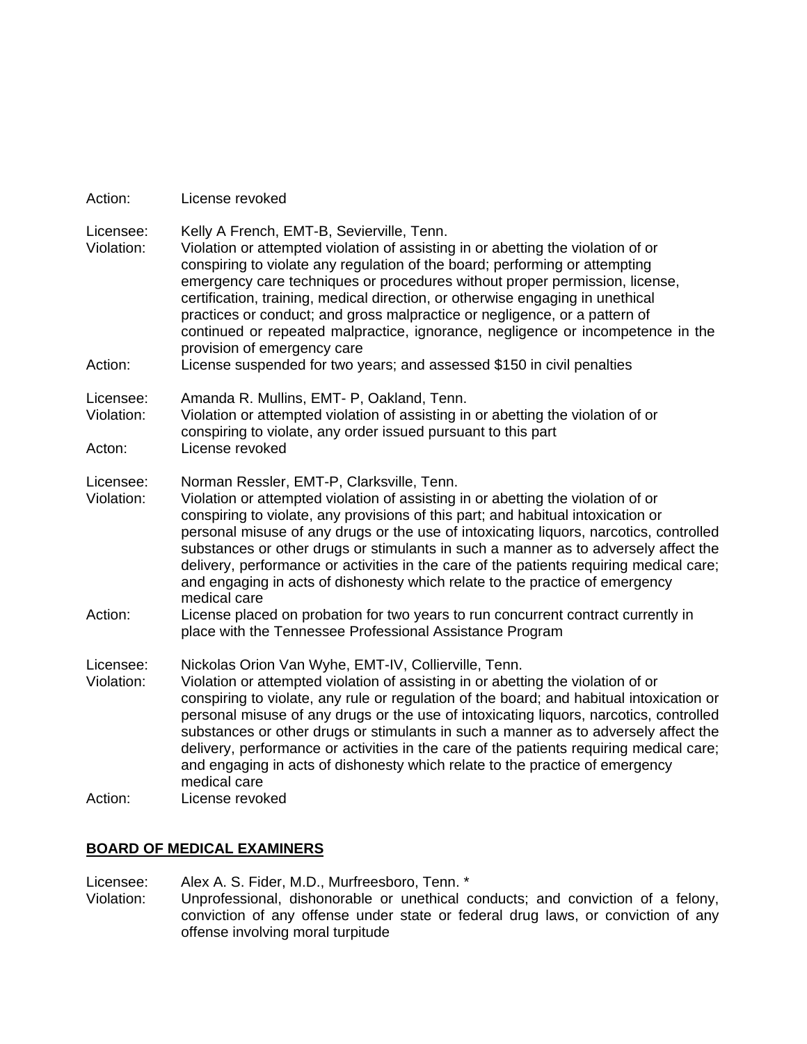Action: License revoked

Licensee: Kelly A French, EMT-B, Sevierville, Tenn.
Violation: Violation or attempted violation of assisting in or abetting the violation of or conspiring to violate any regulation of the board; performing or attempting emergency care techniques or procedures without proper permission, license, certification, training, medical direction, or otherwise engaging in unethical practices or conduct; and gross malpractice or negligence, or a pattern of continued or repeated malpractice, ignorance, negligence or incompetence in the provision of emergency care
Action: License suspended for two years; and assessed $150 in civil penalties

Licensee: Amanda R. Mullins, EMT- P, Oakland, Tenn.
Violation: Violation or attempted violation of assisting in or abetting the violation of or conspiring to violate, any order issued pursuant to this part
Acton: License revoked

Licensee: Norman Ressler, EMT-P, Clarksville, Tenn.
Violation: Violation or attempted violation of assisting in or abetting the violation of or conspiring to violate, any provisions of this part; and habitual intoxication or personal misuse of any drugs or the use of intoxicating liquors, narcotics, controlled substances or other drugs or stimulants in such a manner as to adversely affect the delivery, performance or activities in the care of the patients requiring medical care; and engaging in acts of dishonesty which relate to the practice of emergency medical care
Action: License placed on probation for two years to run concurrent contract currently in place with the Tennessee Professional Assistance Program

Licensee: Nickolas Orion Van Wyhe, EMT-IV, Collierville, Tenn.
Violation: Violation or attempted violation of assisting in or abetting the violation of or conspiring to violate, any rule or regulation of the board; and habitual intoxication or personal misuse of any drugs or the use of intoxicating liquors, narcotics, controlled substances or other drugs or stimulants in such a manner as to adversely affect the delivery, performance or activities in the care of the patients requiring medical care; and engaging in acts of dishonesty which relate to the practice of emergency medical care
Action: License revoked

## BOARD OF MEDICAL EXAMINERS

Licensee: Alex A. S. Fider, M.D., Murfreesboro, Tenn. *
Violation: Unprofessional, dishonorable or unethical conducts; and conviction of a felony, conviction of any offense under state or federal drug laws, or conviction of any offense involving moral turpitude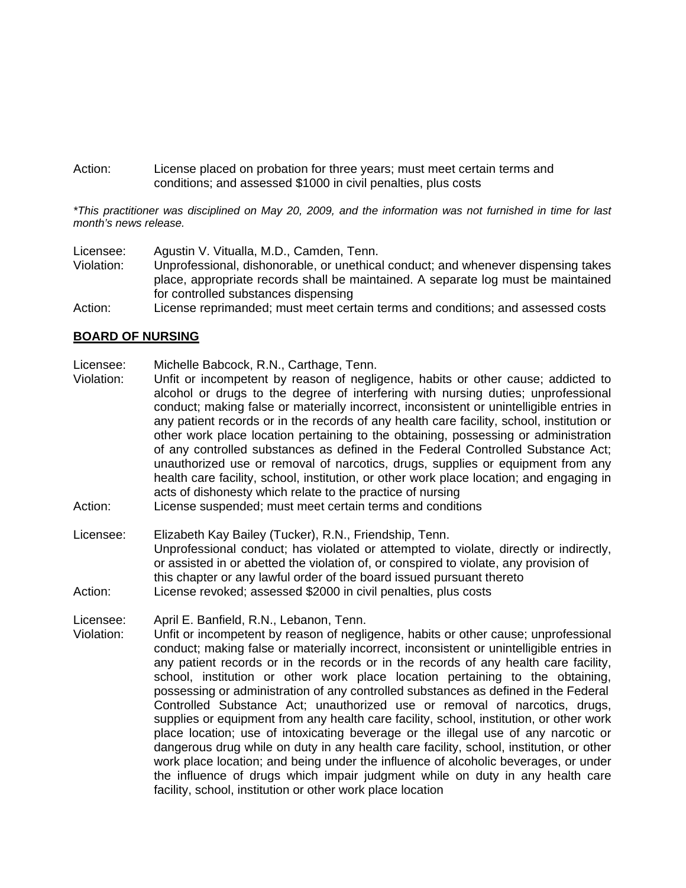Action: License placed on probation for three years; must meet certain terms and conditions; and assessed $1000 in civil penalties, plus costs

*\*This practitioner was disciplined on May 20, 2009, and the information was not furnished in time for last month's news release.*

Licensee: Agustin V. Vitualla, M.D., Camden, Tenn.
Violation: Unprofessional, dishonorable, or unethical conduct; and whenever dispensing takes place, appropriate records shall be maintained. A separate log must be maintained for controlled substances dispensing
Action: License reprimanded; must meet certain terms and conditions; and assessed costs

## BOARD OF NURSING

Licensee: Michelle Babcock, R.N., Carthage, Tenn.
Violation: Unfit or incompetent by reason of negligence, habits or other cause; addicted to alcohol or drugs to the degree of interfering with nursing duties; unprofessional conduct; making false or materially incorrect, inconsistent or unintelligible entries in any patient records or in the records of any health care facility, school, institution or other work place location pertaining to the obtaining, possessing or administration of any controlled substances as defined in the Federal Controlled Substance Act; unauthorized use or removal of narcotics, drugs, supplies or equipment from any health care facility, school, institution, or other work place location; and engaging in acts of dishonesty which relate to the practice of nursing
Action: License suspended; must meet certain terms and conditions

Licensee: Elizabeth Kay Bailey (Tucker), R.N., Friendship, Tenn.
Unprofessional conduct; has violated or attempted to violate, directly or indirectly, or assisted in or abetted the violation of, or conspired to violate, any provision of this chapter or any lawful order of the board issued pursuant thereto
Action: License revoked; assessed $2000 in civil penalties, plus costs

Licensee: April E. Banfield, R.N., Lebanon, Tenn.
Violation: Unfit or incompetent by reason of negligence, habits or other cause; unprofessional conduct; making false or materially incorrect, inconsistent or unintelligible entries in any patient records or in the records or in the records of any health care facility, school, institution or other work place location pertaining to the obtaining, possessing or administration of any controlled substances as defined in the Federal Controlled Substance Act; unauthorized use or removal of narcotics, drugs, supplies or equipment from any health care facility, school, institution, or other work place location; use of intoxicating beverage or the illegal use of any narcotic or dangerous drug while on duty in any health care facility, school, institution, or other work place location; and being under the influence of alcoholic beverages, or under the influence of drugs which impair judgment while on duty in any health care facility, school, institution or other work place location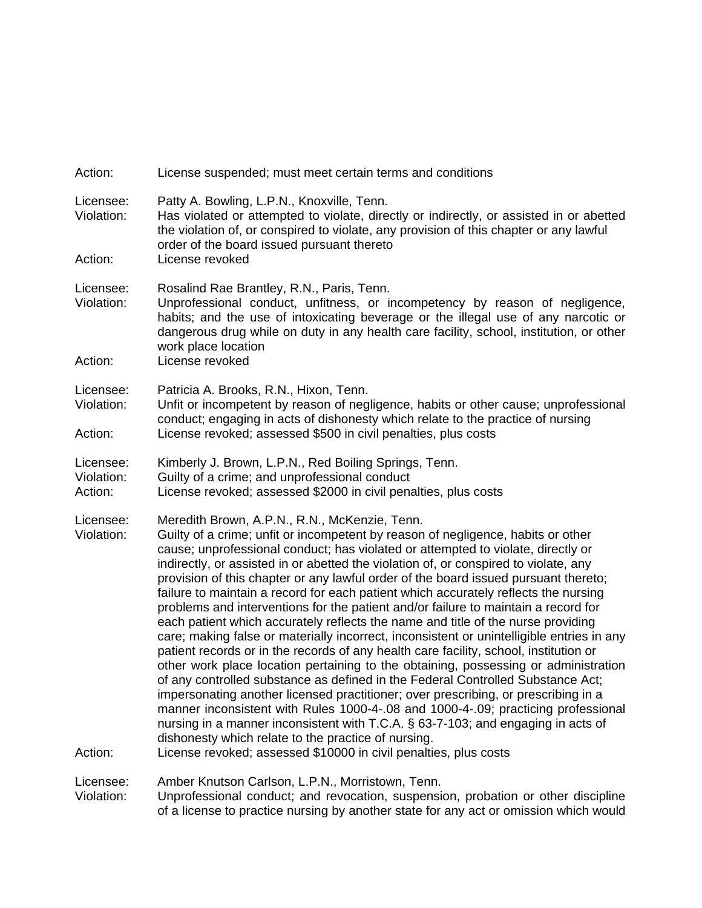Action: License suspended; must meet certain terms and conditions

Licensee: Patty A. Bowling, L.P.N., Knoxville, Tenn.
Violation: Has violated or attempted to violate, directly or indirectly, or assisted in or abetted the violation of, or conspired to violate, any provision of this chapter or any lawful order of the board issued pursuant thereto
Action: License revoked

Licensee: Rosalind Rae Brantley, R.N., Paris, Tenn.
Violation: Unprofessional conduct, unfitness, or incompetency by reason of negligence, habits; and the use of intoxicating beverage or the illegal use of any narcotic or dangerous drug while on duty in any health care facility, school, institution, or other work place location
Action: License revoked

Licensee: Patricia A. Brooks, R.N., Hixon, Tenn.
Violation: Unfit or incompetent by reason of negligence, habits or other cause; unprofessional conduct; engaging in acts of dishonesty which relate to the practice of nursing
Action: License revoked; assessed $500 in civil penalties, plus costs

Licensee: Kimberly J. Brown, L.P.N., Red Boiling Springs, Tenn.
Violation: Guilty of a crime; and unprofessional conduct
Action: License revoked; assessed $2000 in civil penalties, plus costs

Licensee: Meredith Brown, A.P.N., R.N., McKenzie, Tenn.
Violation: Guilty of a crime; unfit or incompetent by reason of negligence, habits or other cause; unprofessional conduct; has violated or attempted to violate, directly or indirectly, or assisted in or abetted the violation of, or conspired to violate, any provision of this chapter or any lawful order of the board issued pursuant thereto; failure to maintain a record for each patient which accurately reflects the nursing problems and interventions for the patient and/or failure to maintain a record for each patient which accurately reflects the name and title of the nurse providing care; making false or materially incorrect, inconsistent or unintelligible entries in any patient records or in the records of any health care facility, school, institution or other work place location pertaining to the obtaining, possessing or administration of any controlled substance as defined in the Federal Controlled Substance Act; impersonating another licensed practitioner; over prescribing, or prescribing in a manner inconsistent with Rules 1000-4-.08 and 1000-4-.09; practicing professional nursing in a manner inconsistent with T.C.A. § 63-7-103; and engaging in acts of dishonesty which relate to the practice of nursing.
Action: License revoked; assessed $10000 in civil penalties, plus costs

Licensee: Amber Knutson Carlson, L.P.N., Morristown, Tenn.
Violation: Unprofessional conduct; and revocation, suspension, probation or other discipline of a license to practice nursing by another state for any act or omission which would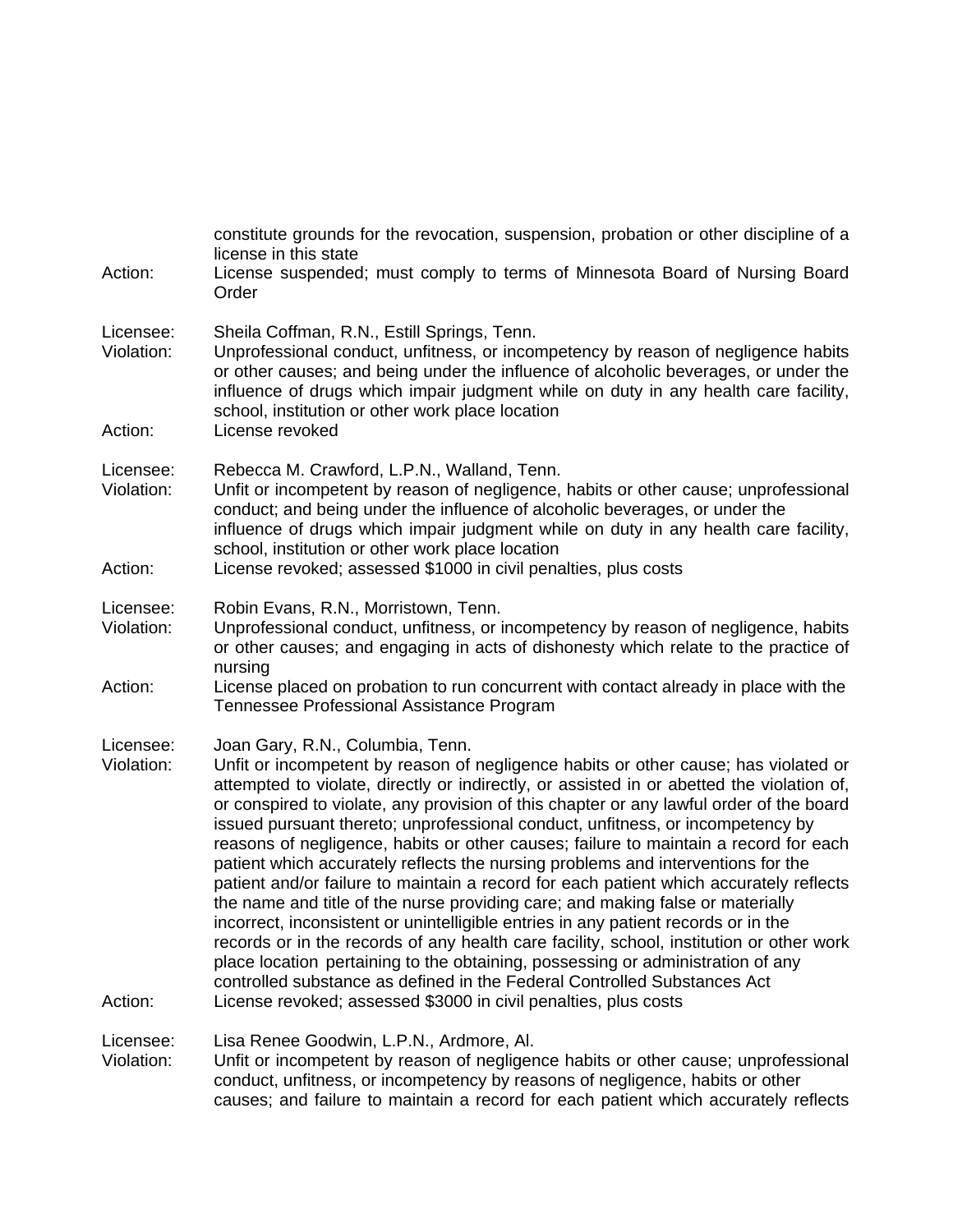constitute grounds for the revocation, suspension, probation or other discipline of a license in this state

Action: License suspended; must comply to terms of Minnesota Board of Nursing Board Order

Licensee: Sheila Coffman, R.N., Estill Springs, Tenn.
Violation: Unprofessional conduct, unfitness, or incompetency by reason of negligence habits or other causes; and being under the influence of alcoholic beverages, or under the influence of drugs which impair judgment while on duty in any health care facility, school, institution or other work place location
Action: License revoked

Licensee: Rebecca M. Crawford, L.P.N., Walland, Tenn.
Violation: Unfit or incompetent by reason of negligence, habits or other cause; unprofessional conduct; and being under the influence of alcoholic beverages, or under the influence of drugs which impair judgment while on duty in any health care facility, school, institution or other work place location
Action: License revoked; assessed $1000 in civil penalties, plus costs

Licensee: Robin Evans, R.N., Morristown, Tenn.
Violation: Unprofessional conduct, unfitness, or incompetency by reason of negligence, habits or other causes; and engaging in acts of dishonesty which relate to the practice of nursing
Action: License placed on probation to run concurrent with contact already in place with the Tennessee Professional Assistance Program

Licensee: Joan Gary, R.N., Columbia, Tenn.
Violation: Unfit or incompetent by reason of negligence habits or other cause; has violated or attempted to violate, directly or indirectly, or assisted in or abetted the violation of, or conspired to violate, any provision of this chapter or any lawful order of the board issued pursuant thereto; unprofessional conduct, unfitness, or incompetency by reasons of negligence, habits or other causes; failure to maintain a record for each patient which accurately reflects the nursing problems and interventions for the patient and/or failure to maintain a record for each patient which accurately reflects the name and title of the nurse providing care; and making false or materially incorrect, inconsistent or unintelligible entries in any patient records or in the records or in the records of any health care facility, school, institution or other work place location pertaining to the obtaining, possessing or administration of any controlled substance as defined in the Federal Controlled Substances Act
Action: License revoked; assessed $3000 in civil penalties, plus costs

Licensee: Lisa Renee Goodwin, L.P.N., Ardmore, Al.
Violation: Unfit or incompetent by reason of negligence habits or other cause; unprofessional conduct, unfitness, or incompetency by reasons of negligence, habits or other causes; and failure to maintain a record for each patient which accurately reflects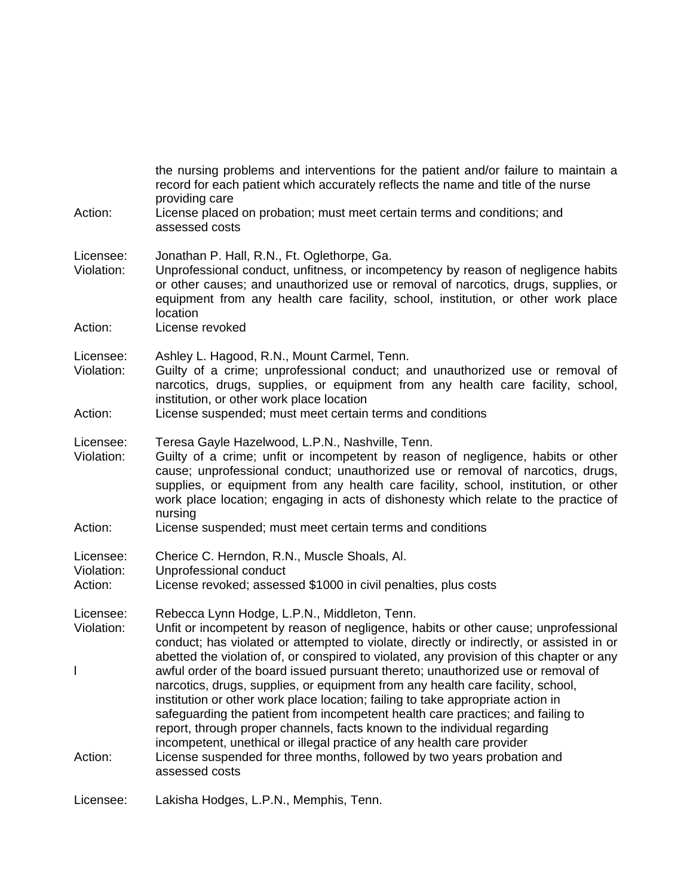the nursing problems and interventions for the patient and/or failure to maintain a record for each patient which accurately reflects the name and title of the nurse providing care

Action: License placed on probation; must meet certain terms and conditions; and assessed costs

Licensee: Jonathan P. Hall, R.N., Ft. Oglethorpe, Ga.
Violation: Unprofessional conduct, unfitness, or incompetency by reason of negligence habits or other causes; and unauthorized use or removal of narcotics, drugs, supplies, or equipment from any health care facility, school, institution, or other work place location
Action: License revoked

Licensee: Ashley L. Hagood, R.N., Mount Carmel, Tenn.
Violation: Guilty of a crime; unprofessional conduct; and unauthorized use or removal of narcotics, drugs, supplies, or equipment from any health care facility, school, institution, or other work place location
Action: License suspended; must meet certain terms and conditions

Licensee: Teresa Gayle Hazelwood, L.P.N., Nashville, Tenn.
Violation: Guilty of a crime; unfit or incompetent by reason of negligence, habits or other cause; unprofessional conduct; unauthorized use or removal of narcotics, drugs, supplies, or equipment from any health care facility, school, institution, or other work place location; engaging in acts of dishonesty which relate to the practice of nursing
Action: License suspended; must meet certain terms and conditions

Licensee: Cherice C. Herndon, R.N., Muscle Shoals, Al.
Violation: Unprofessional conduct
Action: License revoked; assessed $1000 in civil penalties, plus costs

Licensee: Rebecca Lynn Hodge, L.P.N., Middleton, Tenn.
Violation: Unfit or incompetent by reason of negligence, habits or other cause; unprofessional conduct; has violated or attempted to violate, directly or indirectly, or assisted in or abetted the violation of, or conspired to violated, any provision of this chapter or any l awful order of the board issued pursuant thereto; unauthorized use or removal of narcotics, drugs, supplies, or equipment from any health care facility, school, institution or other work place location; failing to take appropriate action in safeguarding the patient from incompetent health care practices; and failing to report, through proper channels, facts known to the individual regarding incompetent, unethical or illegal practice of any health care provider
Action: License suspended for three months, followed by two years probation and assessed costs

Licensee: Lakisha Hodges, L.P.N., Memphis, Tenn.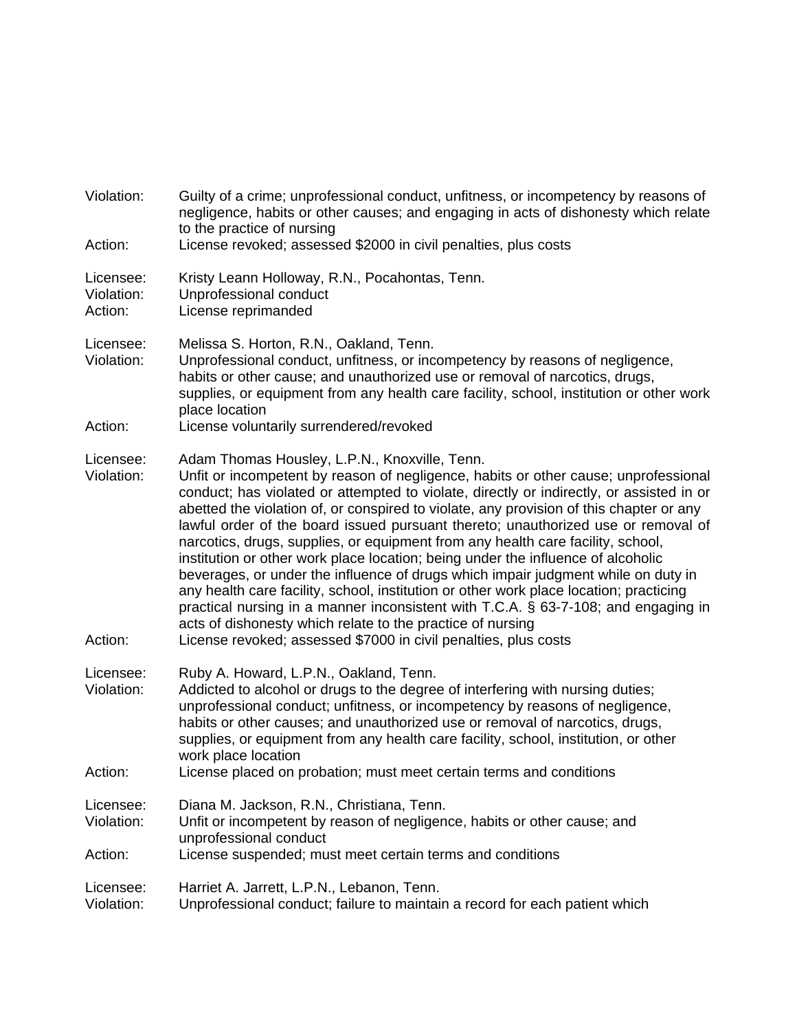Violation: Guilty of a crime; unprofessional conduct, unfitness, or incompetency by reasons of negligence, habits or other causes; and engaging in acts of dishonesty which relate to the practice of nursing
Action: License revoked; assessed $2000 in civil penalties, plus costs

Licensee: Kristy Leann Holloway, R.N., Pocahontas, Tenn.
Violation: Unprofessional conduct
Action: License reprimanded

Licensee: Melissa S. Horton, R.N., Oakland, Tenn.
Violation: Unprofessional conduct, unfitness, or incompetency by reasons of negligence, habits or other cause; and unauthorized use or removal of narcotics, drugs, supplies, or equipment from any health care facility, school, institution or other work place location
Action: License voluntarily surrendered/revoked

Licensee: Adam Thomas Housley, L.P.N., Knoxville, Tenn.
Violation: Unfit or incompetent by reason of negligence, habits or other cause; unprofessional conduct; has violated or attempted to violate, directly or indirectly, or assisted in or abetted the violation of, or conspired to violate, any provision of this chapter or any lawful order of the board issued pursuant thereto; unauthorized use or removal of narcotics, drugs, supplies, or equipment from any health care facility, school, institution or other work place location; being under the influence of alcoholic beverages, or under the influence of drugs which impair judgment while on duty in any health care facility, school, institution or other work place location; practicing practical nursing in a manner inconsistent with T.C.A. § 63-7-108; and engaging in acts of dishonesty which relate to the practice of nursing
Action: License revoked; assessed $7000 in civil penalties, plus costs

Licensee: Ruby A. Howard, L.P.N., Oakland, Tenn.
Violation: Addicted to alcohol or drugs to the degree of interfering with nursing duties; unprofessional conduct; unfitness, or incompetency by reasons of negligence, habits or other causes; and unauthorized use or removal of narcotics, drugs, supplies, or equipment from any health care facility, school, institution, or other work place location
Action: License placed on probation; must meet certain terms and conditions

Licensee: Diana M. Jackson, R.N., Christiana, Tenn.
Violation: Unfit or incompetent by reason of negligence, habits or other cause; and unprofessional conduct
Action: License suspended; must meet certain terms and conditions

Licensee: Harriet A. Jarrett, L.P.N., Lebanon, Tenn.
Violation: Unprofessional conduct; failure to maintain a record for each patient which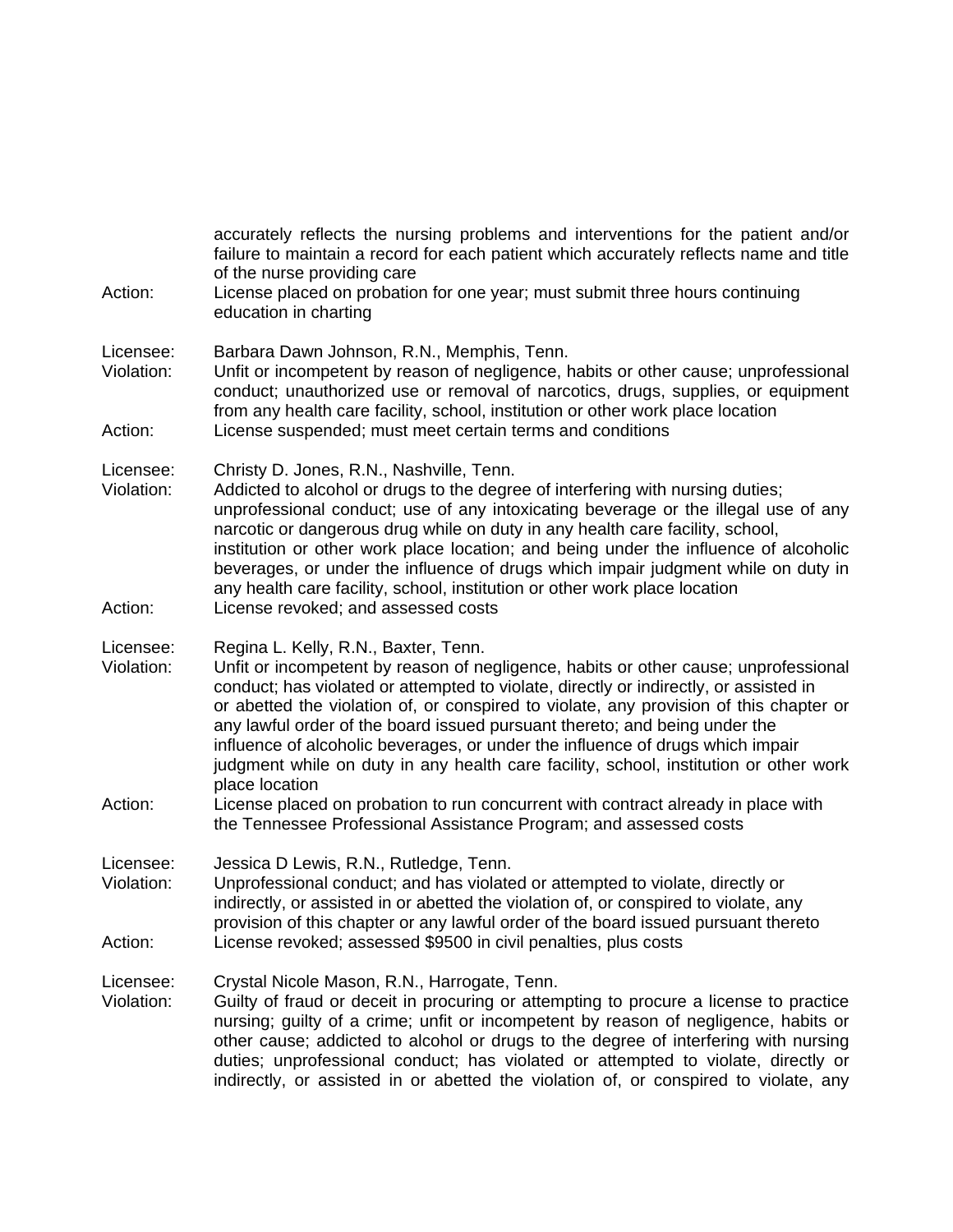accurately reflects the nursing problems and interventions for the patient and/or failure to maintain a record for each patient which accurately reflects name and title of the nurse providing care

Action: License placed on probation for one year; must submit three hours continuing education in charting

Licensee: Barbara Dawn Johnson, R.N., Memphis, Tenn.
Violation: Unfit or incompetent by reason of negligence, habits or other cause; unprofessional conduct; unauthorized use or removal of narcotics, drugs, supplies, or equipment from any health care facility, school, institution or other work place location
Action: License suspended; must meet certain terms and conditions

Licensee: Christy D. Jones, R.N., Nashville, Tenn.
Violation: Addicted to alcohol or drugs to the degree of interfering with nursing duties; unprofessional conduct; use of any intoxicating beverage or the illegal use of any narcotic or dangerous drug while on duty in any health care facility, school, institution or other work place location; and being under the influence of alcoholic beverages, or under the influence of drugs which impair judgment while on duty in any health care facility, school, institution or other work place location
Action: License revoked; and assessed costs

Licensee: Regina L. Kelly, R.N., Baxter, Tenn.
Violation: Unfit or incompetent by reason of negligence, habits or other cause; unprofessional conduct; has violated or attempted to violate, directly or indirectly, or assisted in or abetted the violation of, or conspired to violate, any provision of this chapter or any lawful order of the board issued pursuant thereto; and being under the influence of alcoholic beverages, or under the influence of drugs which impair judgment while on duty in any health care facility, school, institution or other work place location
Action: License placed on probation to run concurrent with contract already in place with the Tennessee Professional Assistance Program; and assessed costs

Licensee: Jessica D Lewis, R.N., Rutledge, Tenn.
Violation: Unprofessional conduct; and has violated or attempted to violate, directly or indirectly, or assisted in or abetted the violation of, or conspired to violate, any provision of this chapter or any lawful order of the board issued pursuant thereto
Action: License revoked; assessed $9500 in civil penalties, plus costs

Licensee: Crystal Nicole Mason, R.N., Harrogate, Tenn.
Violation: Guilty of fraud or deceit in procuring or attempting to procure a license to practice nursing; guilty of a crime; unfit or incompetent by reason of negligence, habits or other cause; addicted to alcohol or drugs to the degree of interfering with nursing duties; unprofessional conduct; has violated or attempted to violate, directly or indirectly, or assisted in or abetted the violation of, or conspired to violate, any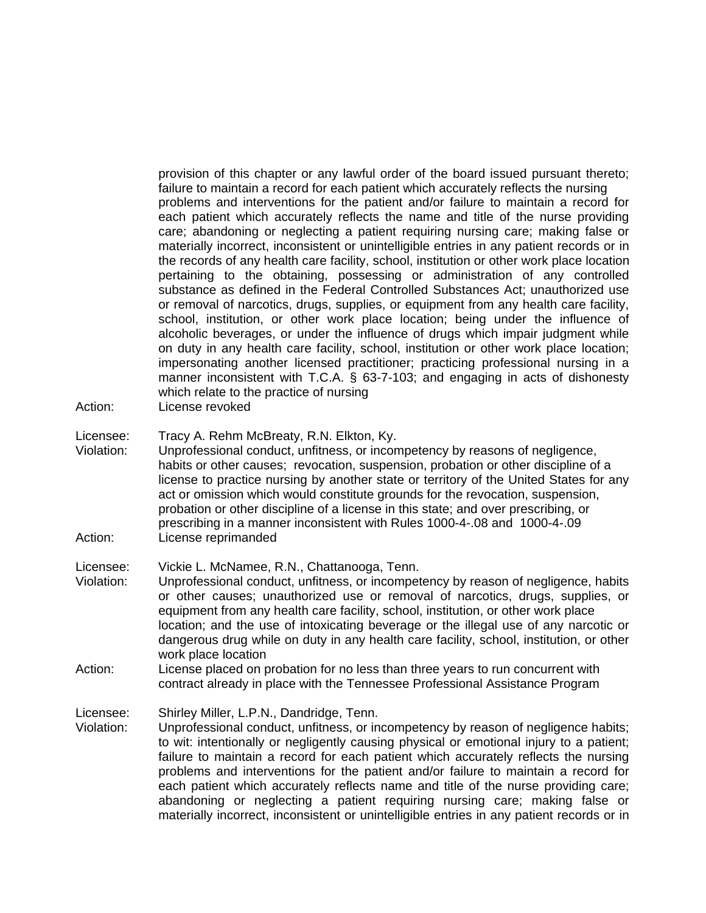provision of this chapter or any lawful order of the board issued pursuant thereto; failure to maintain a record for each patient which accurately reflects the nursing problems and interventions for the patient and/or failure to maintain a record for each patient which accurately reflects the name and title of the nurse providing care; abandoning or neglecting a patient requiring nursing care; making false or materially incorrect, inconsistent or unintelligible entries in any patient records or in the records of any health care facility, school, institution or other work place location pertaining to the obtaining, possessing or administration of any controlled substance as defined in the Federal Controlled Substances Act; unauthorized use or removal of narcotics, drugs, supplies, or equipment from any health care facility, school, institution, or other work place location; being under the influence of alcoholic beverages, or under the influence of drugs which impair judgment while on duty in any health care facility, school, institution or other work place location; impersonating another licensed practitioner; practicing professional nursing in a manner inconsistent with T.C.A. § 63-7-103; and engaging in acts of dishonesty which relate to the practice of nursing

Action: License revoked

Licensee: Tracy A. Rehm McBreaty, R.N. Elkton, Ky.

Violation: Unprofessional conduct, unfitness, or incompetency by reasons of negligence, habits or other causes; revocation, suspension, probation or other discipline of a license to practice nursing by another state or territory of the United States for any act or omission which would constitute grounds for the revocation, suspension, probation or other discipline of a license in this state; and over prescribing, or prescribing in a manner inconsistent with Rules 1000-4-.08 and 1000-4-.09

Action: License reprimanded

Licensee: Vickie L. McNamee, R.N., Chattanooga, Tenn.

Violation: Unprofessional conduct, unfitness, or incompetency by reason of negligence, habits or other causes; unauthorized use or removal of narcotics, drugs, supplies, or equipment from any health care facility, school, institution, or other work place location; and the use of intoxicating beverage or the illegal use of any narcotic or dangerous drug while on duty in any health care facility, school, institution, or other work place location

Action: License placed on probation for no less than three years to run concurrent with contract already in place with the Tennessee Professional Assistance Program

Licensee: Shirley Miller, L.P.N., Dandridge, Tenn.

Violation: Unprofessional conduct, unfitness, or incompetency by reason of negligence habits; to wit: intentionally or negligently causing physical or emotional injury to a patient; failure to maintain a record for each patient which accurately reflects the nursing problems and interventions for the patient and/or failure to maintain a record for each patient which accurately reflects name and title of the nurse providing care; abandoning or neglecting a patient requiring nursing care; making false or materially incorrect, inconsistent or unintelligible entries in any patient records or in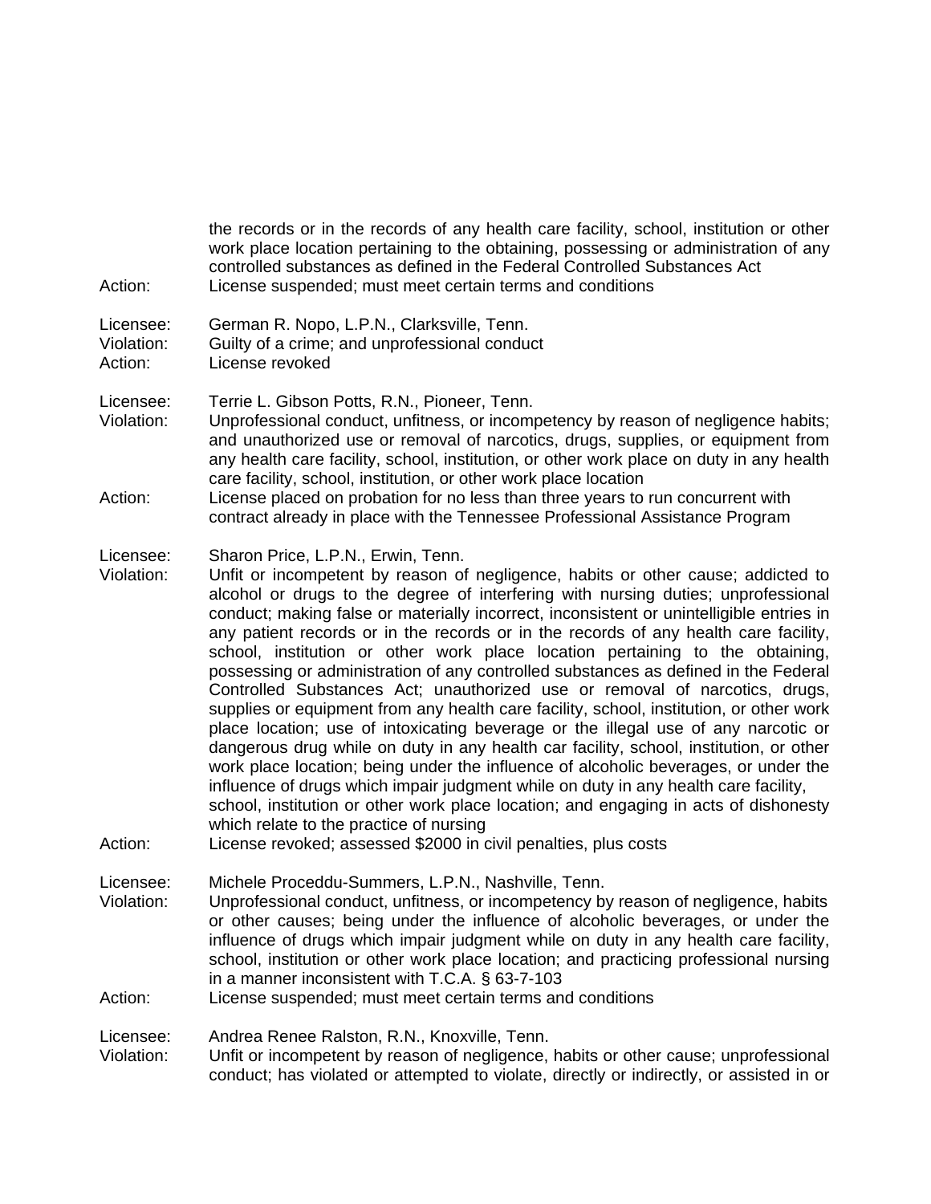the records or in the records of any health care facility, school, institution or other work place location pertaining to the obtaining, possessing or administration of any controlled substances as defined in the Federal Controlled Substances Act

Action: License suspended; must meet certain terms and conditions

Licensee: German R. Nopo, L.P.N., Clarksville, Tenn.
Violation: Guilty of a crime; and unprofessional conduct
Action: License revoked

Licensee: Terrie L. Gibson Potts, R.N., Pioneer, Tenn.
Violation: Unprofessional conduct, unfitness, or incompetency by reason of negligence habits; and unauthorized use or removal of narcotics, drugs, supplies, or equipment from any health care facility, school, institution, or other work place on duty in any health care facility, school, institution, or other work place location
Action: License placed on probation for no less than three years to run concurrent with contract already in place with the Tennessee Professional Assistance Program

Licensee: Sharon Price, L.P.N., Erwin, Tenn.
Violation: Unfit or incompetent by reason of negligence, habits or other cause; addicted to alcohol or drugs to the degree of interfering with nursing duties; unprofessional conduct; making false or materially incorrect, inconsistent or unintelligible entries in any patient records or in the records or in the records of any health care facility, school, institution or other work place location pertaining to the obtaining, possessing or administration of any controlled substances as defined in the Federal Controlled Substances Act; unauthorized use or removal of narcotics, drugs, supplies or equipment from any health care facility, school, institution, or other work place location; use of intoxicating beverage or the illegal use of any narcotic or dangerous drug while on duty in any health car facility, school, institution, or other work place location; being under the influence of alcoholic beverages, or under the influence of drugs which impair judgment while on duty in any health care facility, school, institution or other work place location; and engaging in acts of dishonesty which relate to the practice of nursing
Action: License revoked; assessed $2000 in civil penalties, plus costs

Licensee: Michele Proceddu-Summers, L.P.N., Nashville, Tenn.
Violation: Unprofessional conduct, unfitness, or incompetency by reason of negligence, habits or other causes; being under the influence of alcoholic beverages, or under the influence of drugs which impair judgment while on duty in any health care facility, school, institution or other work place location; and practicing professional nursing in a manner inconsistent with T.C.A. § 63-7-103
Action: License suspended; must meet certain terms and conditions

Licensee: Andrea Renee Ralston, R.N., Knoxville, Tenn.
Violation: Unfit or incompetent by reason of negligence, habits or other cause; unprofessional conduct; has violated or attempted to violate, directly or indirectly, or assisted in or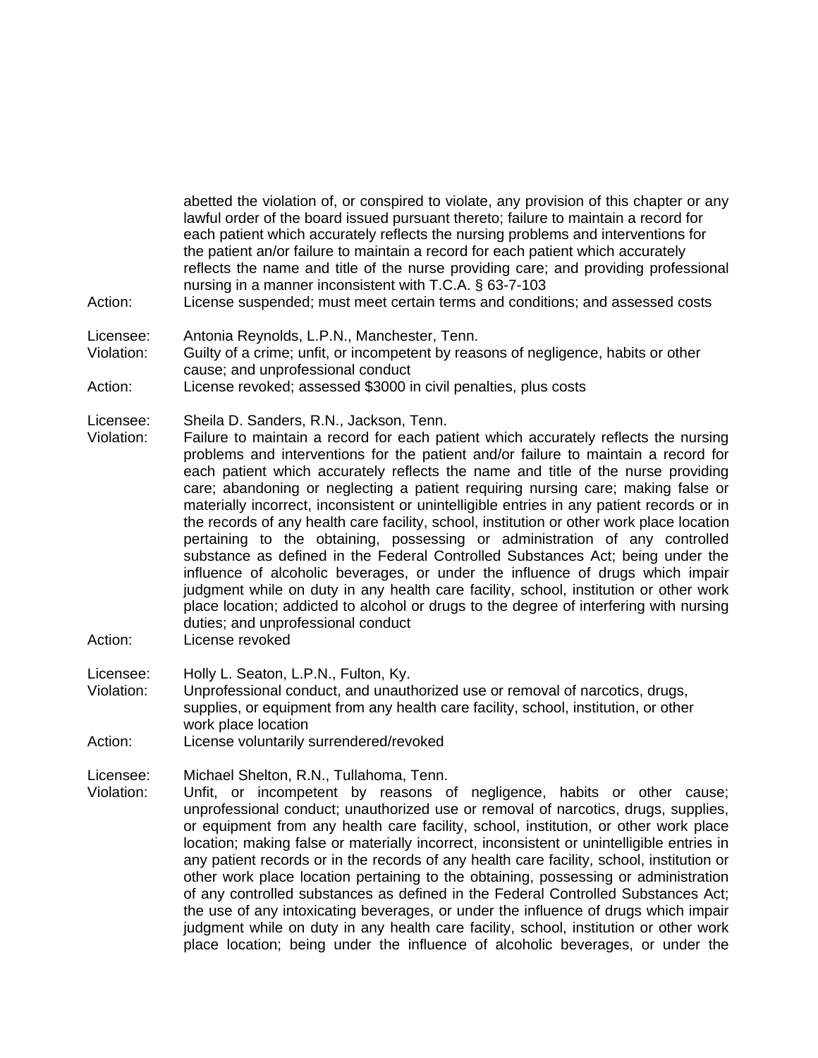abetted the violation of, or conspired to violate, any provision of this chapter or any lawful order of the board issued pursuant thereto; failure to maintain a record for each patient which accurately reflects the nursing problems and interventions for the patient an/or failure to maintain a record for each patient which accurately reflects the name and title of the nurse providing care; and providing professional nursing in a manner inconsistent with T.C.A. § 63-7-103

Action: License suspended; must meet certain terms and conditions; and assessed costs

Licensee: Antonia Reynolds, L.P.N., Manchester, Tenn.
Violation: Guilty of a crime; unfit, or incompetent by reasons of negligence, habits or other cause; and unprofessional conduct
Action: License revoked; assessed $3000 in civil penalties, plus costs

Licensee: Sheila D. Sanders, R.N., Jackson, Tenn.
Violation: Failure to maintain a record for each patient which accurately reflects the nursing problems and interventions for the patient and/or failure to maintain a record for each patient which accurately reflects the name and title of the nurse providing care; abandoning or neglecting a patient requiring nursing care; making false or materially incorrect, inconsistent or unintelligible entries in any patient records or in the records of any health care facility, school, institution or other work place location pertaining to the obtaining, possessing or administration of any controlled substance as defined in the Federal Controlled Substances Act; being under the influence of alcoholic beverages, or under the influence of drugs which impair judgment while on duty in any health care facility, school, institution or other work place location; addicted to alcohol or drugs to the degree of interfering with nursing duties; and unprofessional conduct
Action: License revoked

Licensee: Holly L. Seaton, L.P.N., Fulton, Ky.
Violation: Unprofessional conduct, and unauthorized use or removal of narcotics, drugs, supplies, or equipment from any health care facility, school, institution, or other work place location
Action: License voluntarily surrendered/revoked

Licensee: Michael Shelton, R.N., Tullahoma, Tenn.
Violation: Unfit, or incompetent by reasons of negligence, habits or other cause; unprofessional conduct; unauthorized use or removal of narcotics, drugs, supplies, or equipment from any health care facility, school, institution, or other work place location; making false or materially incorrect, inconsistent or unintelligible entries in any patient records or in the records of any health care facility, school, institution or other work place location pertaining to the obtaining, possessing or administration of any controlled substances as defined in the Federal Controlled Substances Act; the use of any intoxicating beverages, or under the influence of drugs which impair judgment while on duty in any health care facility, school, institution or other work place location; being under the influence of alcoholic beverages, or under the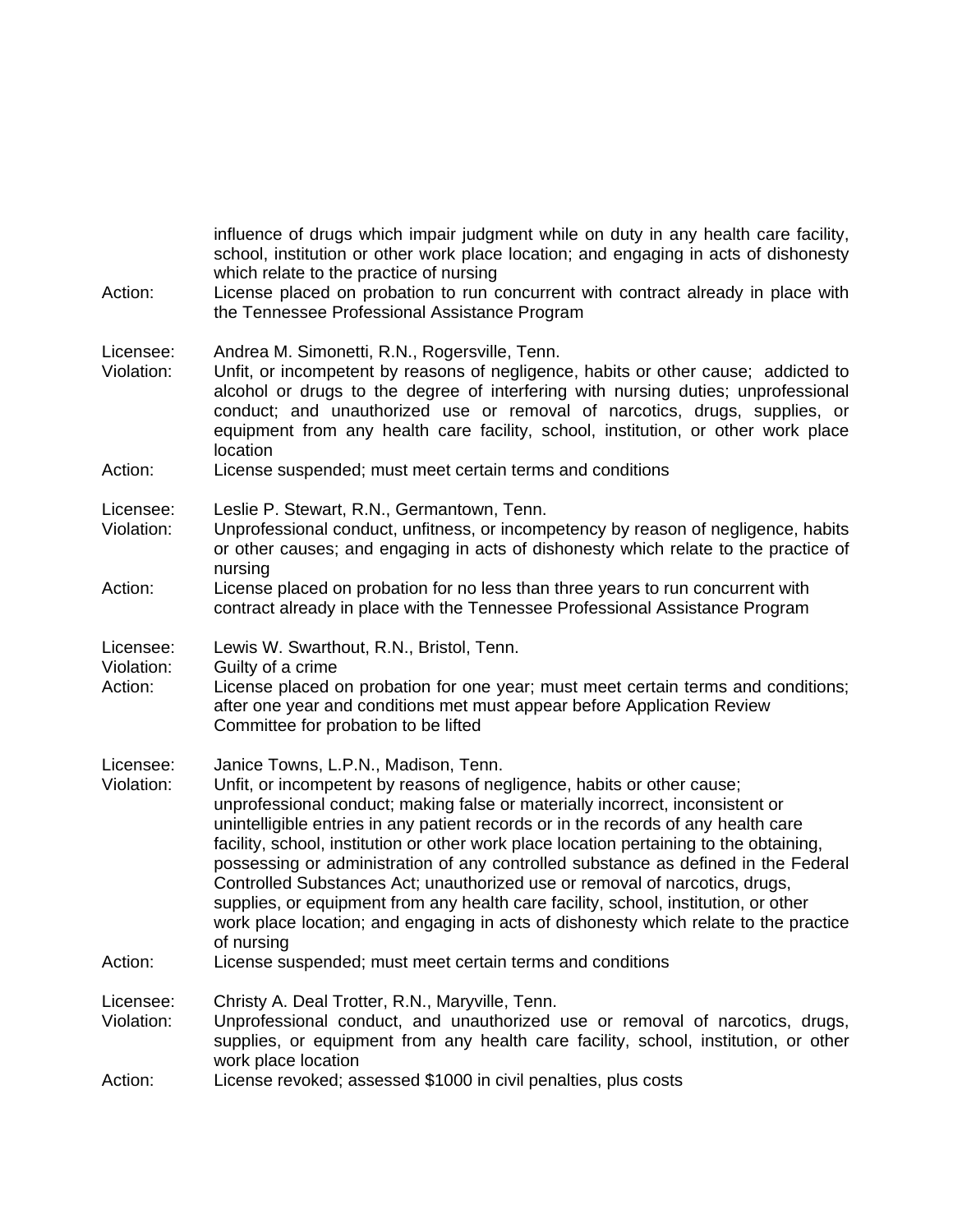influence of drugs which impair judgment while on duty in any health care facility, school, institution or other work place location; and engaging in acts of dishonesty which relate to the practice of nursing
Action: License placed on probation to run concurrent with contract already in place with the Tennessee Professional Assistance Program

Licensee: Andrea M. Simonetti, R.N., Rogersville, Tenn.
Violation: Unfit, or incompetent by reasons of negligence, habits or other cause; addicted to alcohol or drugs to the degree of interfering with nursing duties; unprofessional conduct; and unauthorized use or removal of narcotics, drugs, supplies, or equipment from any health care facility, school, institution, or other work place location
Action: License suspended; must meet certain terms and conditions

Licensee: Leslie P. Stewart, R.N., Germantown, Tenn.
Violation: Unprofessional conduct, unfitness, or incompetency by reason of negligence, habits or other causes; and engaging in acts of dishonesty which relate to the practice of nursing
Action: License placed on probation for no less than three years to run concurrent with contract already in place with the Tennessee Professional Assistance Program

Licensee: Lewis W. Swarthout, R.N., Bristol, Tenn.
Violation: Guilty of a crime
Action: License placed on probation for one year; must meet certain terms and conditions; after one year and conditions met must appear before Application Review Committee for probation to be lifted

Licensee: Janice Towns, L.P.N., Madison, Tenn.
Violation: Unfit, or incompetent by reasons of negligence, habits or other cause; unprofessional conduct; making false or materially incorrect, inconsistent or unintelligible entries in any patient records or in the records of any health care facility, school, institution or other work place location pertaining to the obtaining, possessing or administration of any controlled substance as defined in the Federal Controlled Substances Act; unauthorized use or removal of narcotics, drugs, supplies, or equipment from any health care facility, school, institution, or other work place location; and engaging in acts of dishonesty which relate to the practice of nursing
Action: License suspended; must meet certain terms and conditions

Licensee: Christy A. Deal Trotter, R.N., Maryville, Tenn.
Violation: Unprofessional conduct, and unauthorized use or removal of narcotics, drugs, supplies, or equipment from any health care facility, school, institution, or other work place location
Action: License revoked; assessed $1000 in civil penalties, plus costs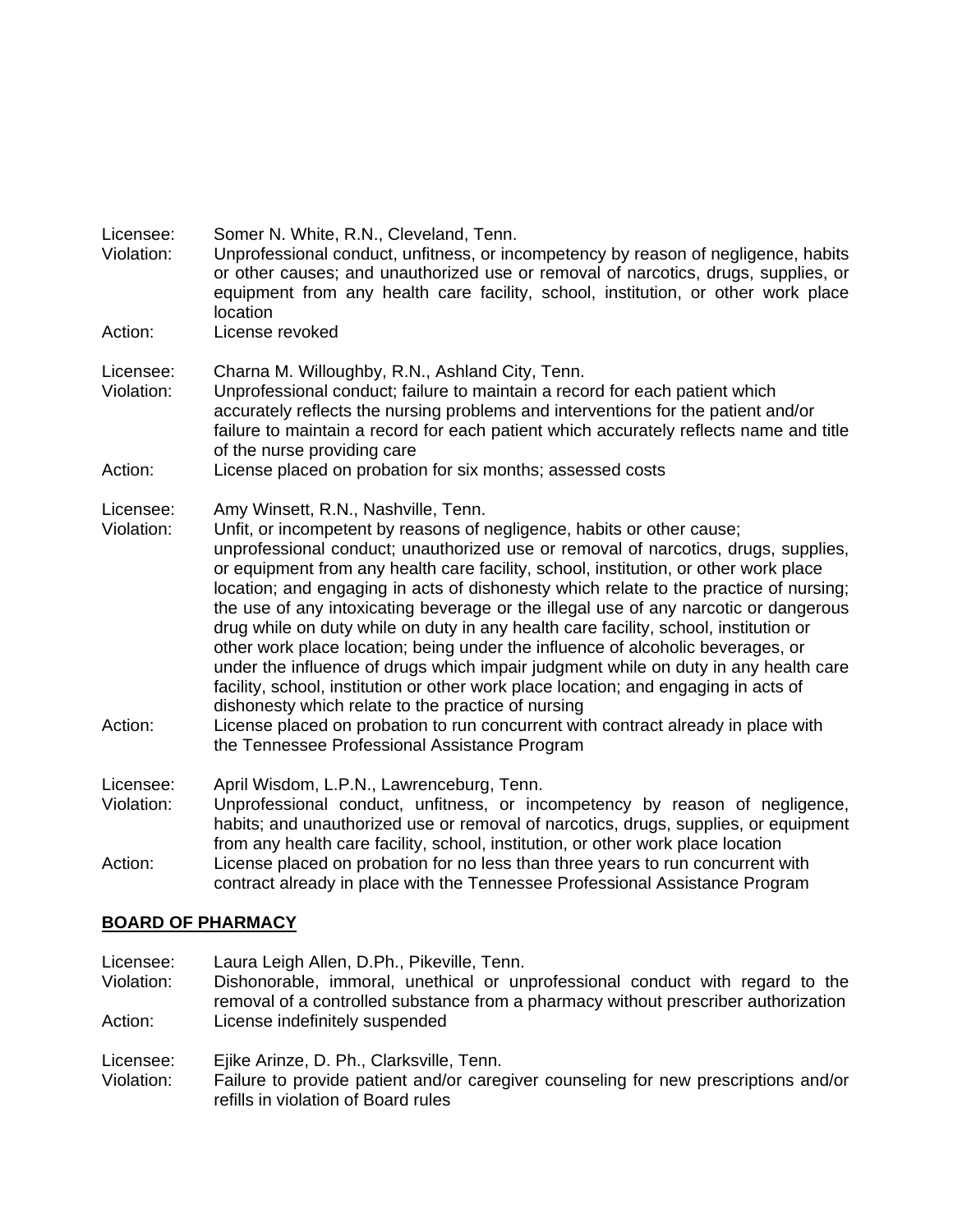Licensee: Somer N. White, R.N., Cleveland, Tenn.
Violation: Unprofessional conduct, unfitness, or incompetency by reason of negligence, habits or other causes; and unauthorized use or removal of narcotics, drugs, supplies, or equipment from any health care facility, school, institution, or other work place location
Action: License revoked

Licensee: Charna M. Willoughby, R.N., Ashland City, Tenn.
Violation: Unprofessional conduct; failure to maintain a record for each patient which accurately reflects the nursing problems and interventions for the patient and/or failure to maintain a record for each patient which accurately reflects name and title of the nurse providing care
Action: License placed on probation for six months; assessed costs

Licensee: Amy Winsett, R.N., Nashville, Tenn.
Violation: Unfit, or incompetent by reasons of negligence, habits or other cause; unprofessional conduct; unauthorized use or removal of narcotics, drugs, supplies, or equipment from any health care facility, school, institution, or other work place location; and engaging in acts of dishonesty which relate to the practice of nursing; the use of any intoxicating beverage or the illegal use of any narcotic or dangerous drug while on duty while on duty in any health care facility, school, institution or other work place location; being under the influence of alcoholic beverages, or under the influence of drugs which impair judgment while on duty in any health care facility, school, institution or other work place location; and engaging in acts of dishonesty which relate to the practice of nursing
Action: License placed on probation to run concurrent with contract already in place with the Tennessee Professional Assistance Program

Licensee: April Wisdom, L.P.N., Lawrenceburg, Tenn.
Violation: Unprofessional conduct, unfitness, or incompetency by reason of negligence, habits; and unauthorized use or removal of narcotics, drugs, supplies, or equipment from any health care facility, school, institution, or other work place location
Action: License placed on probation for no less than three years to run concurrent with contract already in place with the Tennessee Professional Assistance Program

**BOARD OF PHARMACY**

Licensee: Laura Leigh Allen, D.Ph., Pikeville, Tenn.
Violation: Dishonorable, immoral, unethical or unprofessional conduct with regard to the removal of a controlled substance from a pharmacy without prescriber authorization
Action: License indefinitely suspended

Licensee: Ejike Arinze, D. Ph., Clarksville, Tenn.
Violation: Failure to provide patient and/or caregiver counseling for new prescriptions and/or refills in violation of Board rules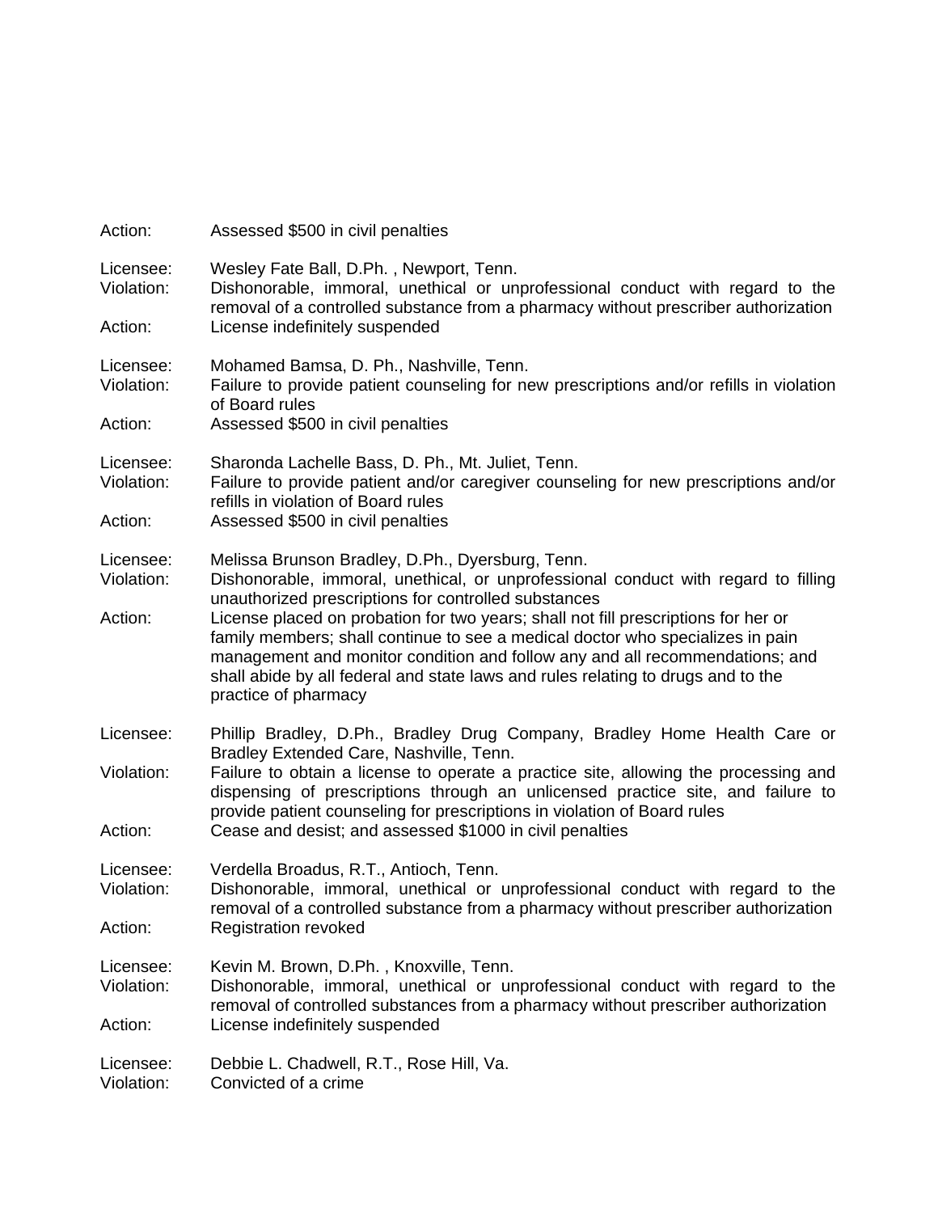Action: Assessed $500 in civil penalties

Licensee: Wesley Fate Ball, D.Ph. , Newport, Tenn.
Violation: Dishonorable, immoral, unethical or unprofessional conduct with regard to the removal of a controlled substance from a pharmacy without prescriber authorization
Action: License indefinitely suspended

Licensee: Mohamed Bamsa, D. Ph., Nashville, Tenn.
Violation: Failure to provide patient counseling for new prescriptions and/or refills in violation of Board rules
Action: Assessed $500 in civil penalties

Licensee: Sharonda Lachelle Bass, D. Ph., Mt. Juliet, Tenn.
Violation: Failure to provide patient and/or caregiver counseling for new prescriptions and/or refills in violation of Board rules
Action: Assessed $500 in civil penalties

Licensee: Melissa Brunson Bradley, D.Ph., Dyersburg, Tenn.
Violation: Dishonorable, immoral, unethical, or unprofessional conduct with regard to filling unauthorized prescriptions for controlled substances
Action: License placed on probation for two years; shall not fill prescriptions for her or family members; shall continue to see a medical doctor who specializes in pain management and monitor condition and follow any and all recommendations; and shall abide by all federal and state laws and rules relating to drugs and to the practice of pharmacy

Licensee: Phillip Bradley, D.Ph., Bradley Drug Company, Bradley Home Health Care or Bradley Extended Care, Nashville, Tenn.
Violation: Failure to obtain a license to operate a practice site, allowing the processing and dispensing of prescriptions through an unlicensed practice site, and failure to provide patient counseling for prescriptions in violation of Board rules
Action: Cease and desist; and assessed $1000 in civil penalties

Licensee: Verdella Broadus, R.T., Antioch, Tenn.
Violation: Dishonorable, immoral, unethical or unprofessional conduct with regard to the removal of a controlled substance from a pharmacy without prescriber authorization
Action: Registration revoked

Licensee: Kevin M. Brown, D.Ph. , Knoxville, Tenn.
Violation: Dishonorable, immoral, unethical or unprofessional conduct with regard to the removal of controlled substances from a pharmacy without prescriber authorization
Action: License indefinitely suspended

Licensee: Debbie L. Chadwell, R.T., Rose Hill, Va.
Violation: Convicted of a crime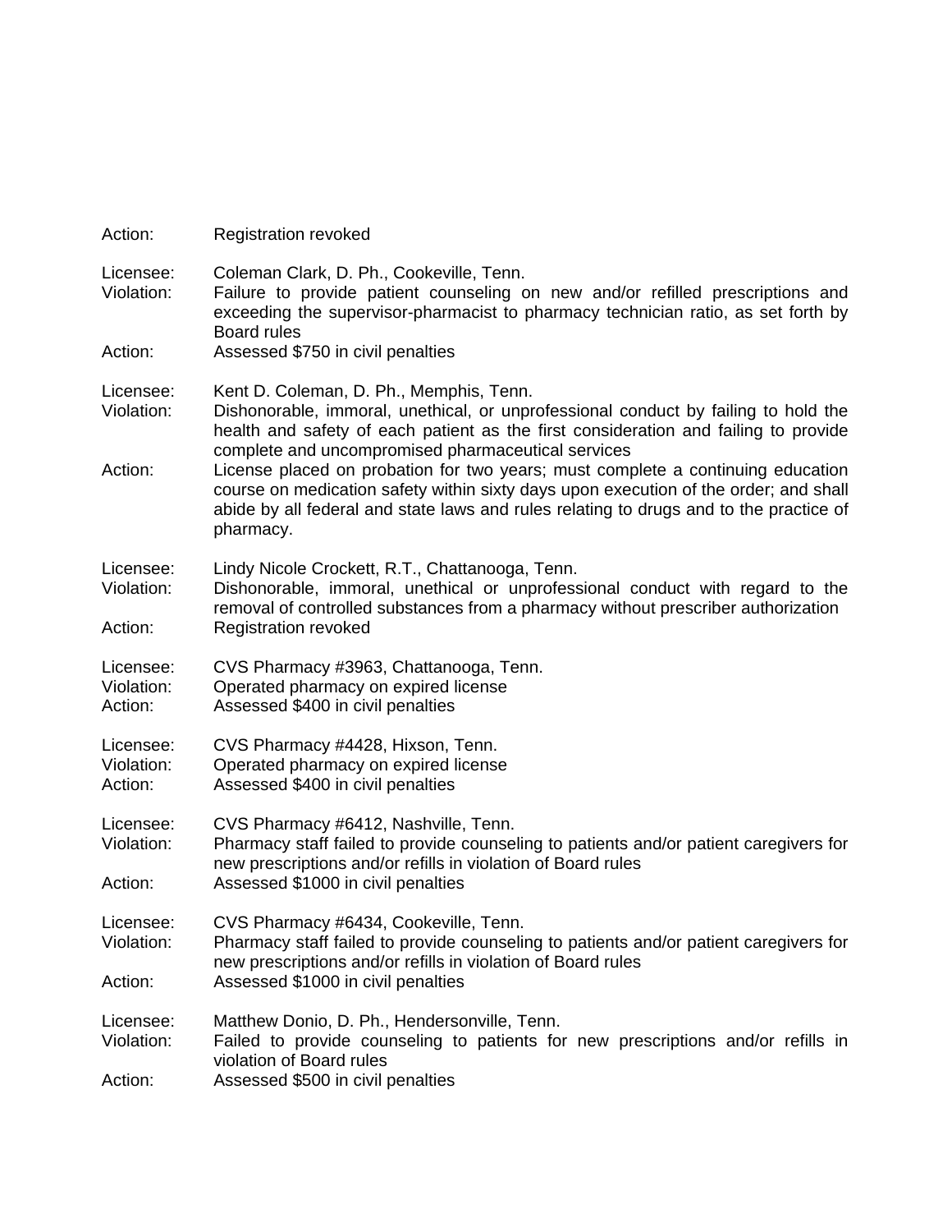Action: Registration revoked

Licensee: Coleman Clark, D. Ph., Cookeville, Tenn.
Violation: Failure to provide patient counseling on new and/or refilled prescriptions and exceeding the supervisor-pharmacist to pharmacy technician ratio, as set forth by Board rules
Action: Assessed $750 in civil penalties

Licensee: Kent D. Coleman, D. Ph., Memphis, Tenn.
Violation: Dishonorable, immoral, unethical, or unprofessional conduct by failing to hold the health and safety of each patient as the first consideration and failing to provide complete and uncompromised pharmaceutical services
Action: License placed on probation for two years; must complete a continuing education course on medication safety within sixty days upon execution of the order; and shall abide by all federal and state laws and rules relating to drugs and to the practice of pharmacy.

Licensee: Lindy Nicole Crockett, R.T., Chattanooga, Tenn.
Violation: Dishonorable, immoral, unethical or unprofessional conduct with regard to the removal of controlled substances from a pharmacy without prescriber authorization
Action: Registration revoked

Licensee: CVS Pharmacy #3963, Chattanooga, Tenn.
Violation: Operated pharmacy on expired license
Action: Assessed $400 in civil penalties

Licensee: CVS Pharmacy #4428, Hixson, Tenn.
Violation: Operated pharmacy on expired license
Action: Assessed $400 in civil penalties

Licensee: CVS Pharmacy #6412, Nashville, Tenn.
Violation: Pharmacy staff failed to provide counseling to patients and/or patient caregivers for new prescriptions and/or refills in violation of Board rules
Action: Assessed $1000 in civil penalties

Licensee: CVS Pharmacy #6434, Cookeville, Tenn.
Violation: Pharmacy staff failed to provide counseling to patients and/or patient caregivers for new prescriptions and/or refills in violation of Board rules
Action: Assessed $1000 in civil penalties

Licensee: Matthew Donio, D. Ph., Hendersonville, Tenn.
Violation: Failed to provide counseling to patients for new prescriptions and/or refills in violation of Board rules
Action: Assessed $500 in civil penalties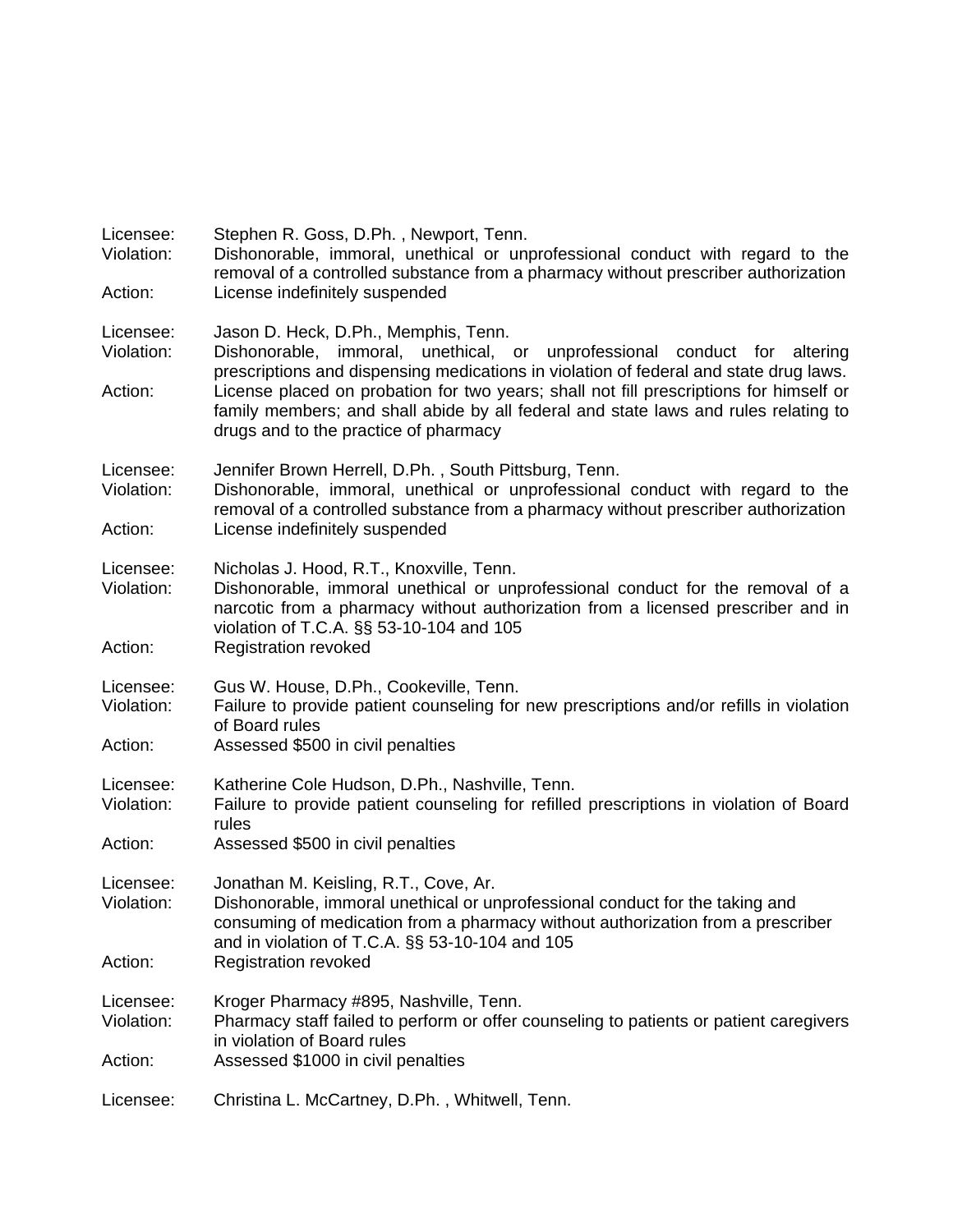Licensee: Stephen R. Goss, D.Ph. , Newport, Tenn.
Violation: Dishonorable, immoral, unethical or unprofessional conduct with regard to the removal of a controlled substance from a pharmacy without prescriber authorization
Action: License indefinitely suspended

Licensee: Jason D. Heck, D.Ph., Memphis, Tenn.
Violation: Dishonorable, immoral, unethical, or unprofessional conduct for altering prescriptions and dispensing medications in violation of federal and state drug laws.
Action: License placed on probation for two years; shall not fill prescriptions for himself or family members; and shall abide by all federal and state laws and rules relating to drugs and to the practice of pharmacy

Licensee: Jennifer Brown Herrell, D.Ph. , South Pittsburg, Tenn.
Violation: Dishonorable, immoral, unethical or unprofessional conduct with regard to the removal of a controlled substance from a pharmacy without prescriber authorization
Action: License indefinitely suspended

Licensee: Nicholas J. Hood, R.T., Knoxville, Tenn.
Violation: Dishonorable, immoral unethical or unprofessional conduct for the removal of a narcotic from a pharmacy without authorization from a licensed prescriber and in violation of T.C.A. §§ 53-10-104 and 105
Action: Registration revoked

Licensee: Gus W. House, D.Ph., Cookeville, Tenn.
Violation: Failure to provide patient counseling for new prescriptions and/or refills in violation of Board rules
Action: Assessed $500 in civil penalties

Licensee: Katherine Cole Hudson, D.Ph., Nashville, Tenn.
Violation: Failure to provide patient counseling for refilled prescriptions in violation of Board rules
Action: Assessed $500 in civil penalties

Licensee: Jonathan M. Keisling, R.T., Cove, Ar.
Violation: Dishonorable, immoral unethical or unprofessional conduct for the taking and consuming of medication from a pharmacy without authorization from a prescriber and in violation of T.C.A. §§ 53-10-104 and 105
Action: Registration revoked

Licensee: Kroger Pharmacy #895, Nashville, Tenn.
Violation: Pharmacy staff failed to perform or offer counseling to patients or patient caregivers in violation of Board rules
Action: Assessed $1000 in civil penalties

Licensee: Christina L. McCartney, D.Ph. , Whitwell, Tenn.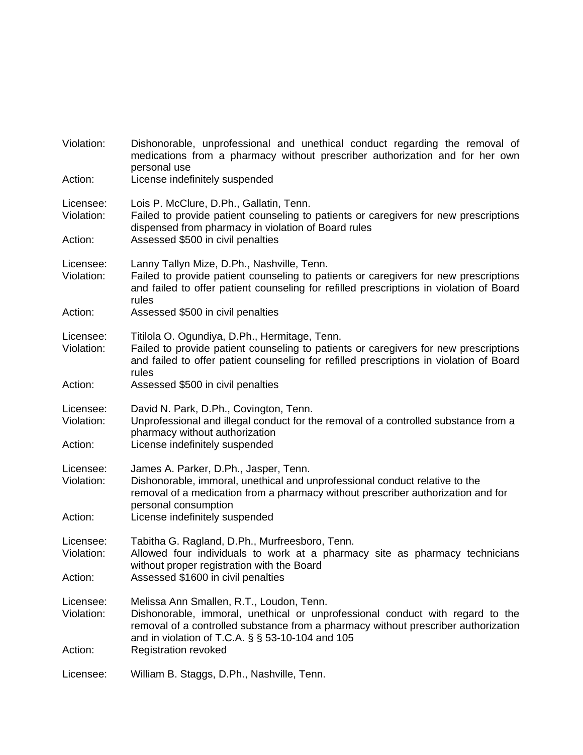Violation: Dishonorable, unprofessional and unethical conduct regarding the removal of medications from a pharmacy without prescriber authorization and for her own personal use
Action: License indefinitely suspended

Licensee: Lois P. McClure, D.Ph., Gallatin, Tenn.
Violation: Failed to provide patient counseling to patients or caregivers for new prescriptions dispensed from pharmacy in violation of Board rules
Action: Assessed $500 in civil penalties

Licensee: Lanny Tallyn Mize, D.Ph., Nashville, Tenn.
Violation: Failed to provide patient counseling to patients or caregivers for new prescriptions and failed to offer patient counseling for refilled prescriptions in violation of Board rules
Action: Assessed $500 in civil penalties

Licensee: Titilola O. Ogundiya, D.Ph., Hermitage, Tenn.
Violation: Failed to provide patient counseling to patients or caregivers for new prescriptions and failed to offer patient counseling for refilled prescriptions in violation of Board rules
Action: Assessed $500 in civil penalties

Licensee: David N. Park, D.Ph., Covington, Tenn.
Violation: Unprofessional and illegal conduct for the removal of a controlled substance from a pharmacy without authorization
Action: License indefinitely suspended

Licensee: James A. Parker, D.Ph., Jasper, Tenn.
Violation: Dishonorable, immoral, unethical and unprofessional conduct relative to the removal of a medication from a pharmacy without prescriber authorization and for personal consumption
Action: License indefinitely suspended

Licensee: Tabitha G. Ragland, D.Ph., Murfreesboro, Tenn.
Violation: Allowed four individuals to work at a pharmacy site as pharmacy technicians without proper registration with the Board
Action: Assessed $1600 in civil penalties

Licensee: Melissa Ann Smallen, R.T., Loudon, Tenn.
Violation: Dishonorable, immoral, unethical or unprofessional conduct with regard to the removal of a controlled substance from a pharmacy without prescriber authorization and in violation of T.C.A. § § 53-10-104 and 105
Action: Registration revoked

Licensee: William B. Staggs, D.Ph., Nashville, Tenn.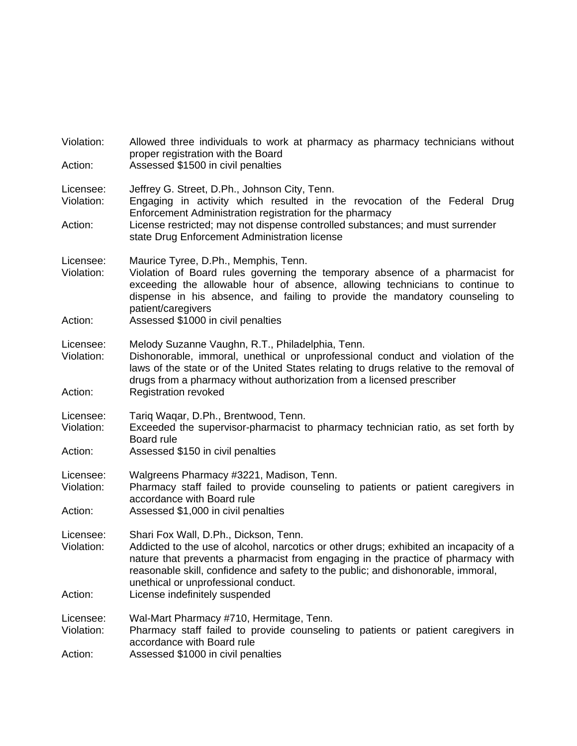Violation: Allowed three individuals to work at pharmacy as pharmacy technicians without proper registration with the Board  
Action: Assessed $1500 in civil penalties

Licensee: Jeffrey G. Street, D.Ph., Johnson City, Tenn.  
Violation: Engaging in activity which resulted in the revocation of the Federal Drug Enforcement Administration registration for the pharmacy  
Action: License restricted; may not dispense controlled substances; and must surrender state Drug Enforcement Administration license

Licensee: Maurice Tyree, D.Ph., Memphis, Tenn.  
Violation: Violation of Board rules governing the temporary absence of a pharmacist for exceeding the allowable hour of absence, allowing technicians to continue to dispense in his absence, and failing to provide the mandatory counseling to patient/caregivers  
Action: Assessed $1000 in civil penalties

Licensee: Melody Suzanne Vaughn, R.T., Philadelphia, Tenn.  
Violation: Dishonorable, immoral, unethical or unprofessional conduct and violation of the laws of the state or of the United States relating to drugs relative to the removal of drugs from a pharmacy without authorization from a licensed prescriber  
Action: Registration revoked

Licensee: Tariq Waqar, D.Ph., Brentwood, Tenn.  
Violation: Exceeded the supervisor-pharmacist to pharmacy technician ratio, as set forth by Board rule  
Action: Assessed $150 in civil penalties

Licensee: Walgreens Pharmacy #3221, Madison, Tenn.  
Violation: Pharmacy staff failed to provide counseling to patients or patient caregivers in accordance with Board rule  
Action: Assessed $1,000 in civil penalties

Licensee: Shari Fox Wall, D.Ph., Dickson, Tenn.  
Violation: Addicted to the use of alcohol, narcotics or other drugs; exhibited an incapacity of a nature that prevents a pharmacist from engaging in the practice of pharmacy with reasonable skill, confidence and safety to the public; and dishonorable, immoral, unethical or unprofessional conduct.  
Action: License indefinitely suspended

Licensee: Wal-Mart Pharmacy #710, Hermitage, Tenn.  
Violation: Pharmacy staff failed to provide counseling to patients or patient caregivers in accordance with Board rule  
Action: Assessed $1000 in civil penalties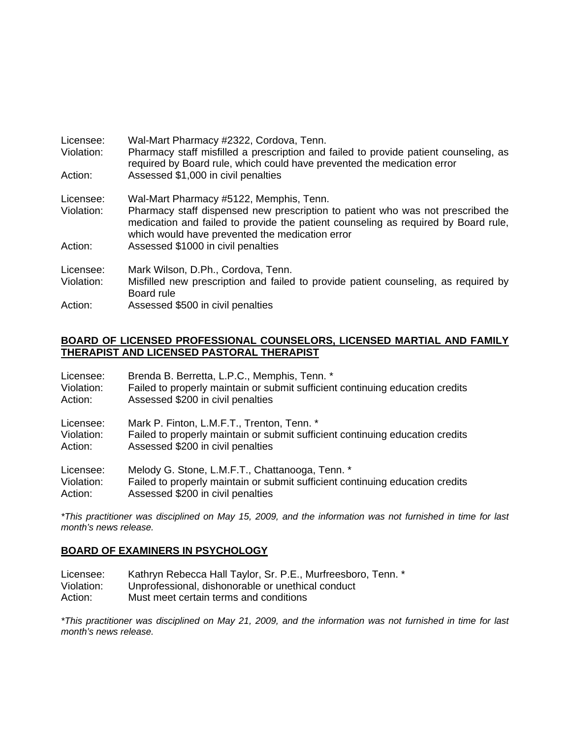Licensee: Wal-Mart Pharmacy #2322, Cordova, Tenn.
Violation: Pharmacy staff misfilled a prescription and failed to provide patient counseling, as required by Board rule, which could have prevented the medication error
Action: Assessed $1,000 in civil penalties

Licensee: Wal-Mart Pharmacy #5122, Memphis, Tenn.
Violation: Pharmacy staff dispensed new prescription to patient who was not prescribed the medication and failed to provide the patient counseling as required by Board rule, which would have prevented the medication error
Action: Assessed $1000 in civil penalties

Licensee: Mark Wilson, D.Ph., Cordova, Tenn.
Violation: Misfilled new prescription and failed to provide patient counseling, as required by Board rule
Action: Assessed $500 in civil penalties

## BOARD OF LICENSED PROFESSIONAL COUNSELORS, LICENSED MARTIAL AND FAMILY THERAPIST AND LICENSED PASTORAL THERAPIST

Licensee: Brenda B. Berretta, L.P.C., Memphis, Tenn. *
Violation: Failed to properly maintain or submit sufficient continuing education credits
Action: Assessed $200 in civil penalties

Licensee: Mark P. Finton, L.M.F.T., Trenton, Tenn. *
Violation: Failed to properly maintain or submit sufficient continuing education credits
Action: Assessed $200 in civil penalties

Licensee: Melody G. Stone, L.M.F.T., Chattanooga, Tenn. *
Violation: Failed to properly maintain or submit sufficient continuing education credits
Action: Assessed $200 in civil penalties

*\*This practitioner was disciplined on May 15, 2009, and the information was not furnished in time for last month's news release.*

## BOARD OF EXAMINERS IN PSYCHOLOGY

Licensee: Kathryn Rebecca Hall Taylor, Sr. P.E., Murfreesboro, Tenn. *
Violation: Unprofessional, dishonorable or unethical conduct
Action: Must meet certain terms and conditions

*\*This practitioner was disciplined on May 21, 2009, and the information was not furnished in time for last month's news release.*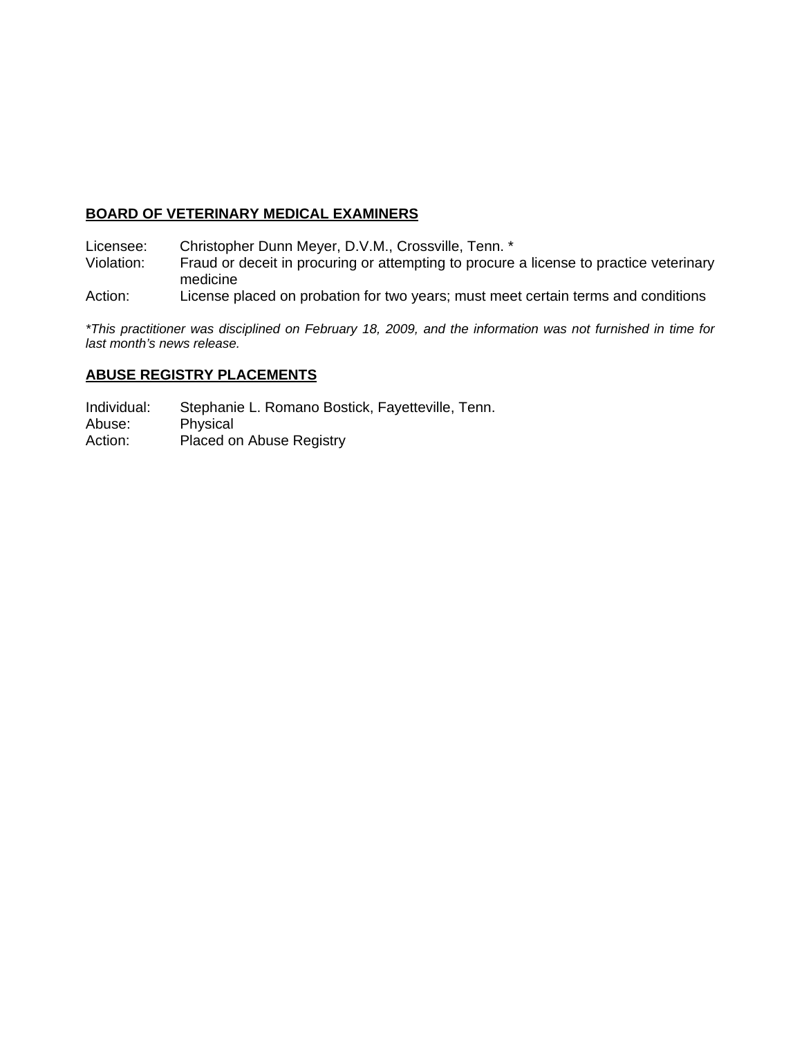**BOARD OF VETERINARY MEDICAL EXAMINERS**

Licensee: Christopher Dunn Meyer, D.V.M., Crossville, Tenn. *
Violation: Fraud or deceit in procuring or attempting to procure a license to practice veterinary medicine
Action: License placed on probation for two years; must meet certain terms and conditions

*\*This practitioner was disciplined on February 18, 2009, and the information was not furnished in time for last month's news release.*

**ABUSE REGISTRY PLACEMENTS**

Individual: Stephanie L. Romano Bostick, Fayetteville, Tenn.
Abuse: Physical
Action: Placed on Abuse Registry